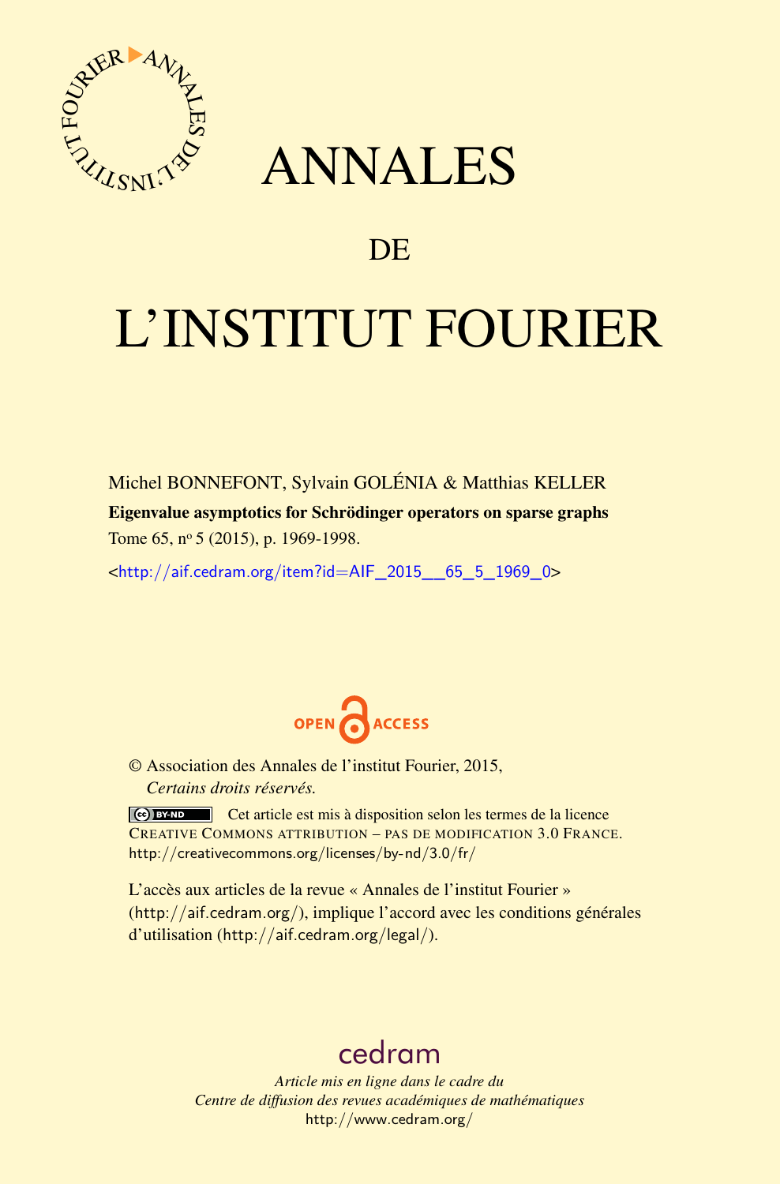# ANNALES

## DE

# L'INSTITUT FOURIER

Michel BONNEFONT, Sylvain GOLÉNIA & Matthias KELLER

**Eigenvalue asymptotics for Schrödinger operators on sparse graphs**

Tome 65, nº 5 (2015), p. 1969-1998.

<http://aif.cedram.org/item?id=AIF_2015__65_5_1969_0>

OPEN ACCESS

© Association des Annales de l'institut Fourier, 2015,
*Certains droits réservés.*

Cet article est mis à disposition selon les termes de la licence CREATIVE COMMONS ATTRIBUTION – PAS DE MODIFICATION 3.0 FRANCE.
http://creativecommons.org/licenses/by-nd/3.0/fr/

L'accès aux articles de la revue « Annales de l'institut Fourier » (http://aif.cedram.org/), implique l'accord avec les conditions générales d'utilisation (http://aif.cedram.org/legal/).

cedram

*Article mis en ligne dans le cadre du*
*Centre de diffusion des revues académiques de mathématiques*
http://www.cedram.org/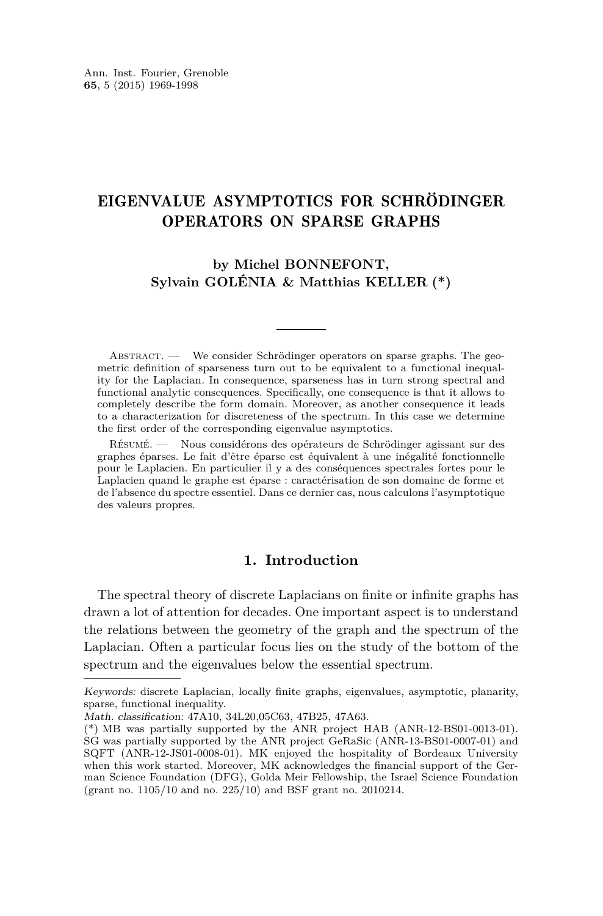# EIGENVALUE ASYMPTOTICS FOR SCHRÖDINGER OPERATORS ON SPARSE GRAPHS

**by Michel BONNEFONT, Sylvain GOLÉNIA & Matthias KELLER (\*)**

Abstract. — We consider Schrödinger operators on sparse graphs. The geometric definition of sparseness turn out to be equivalent to a functional inequality for the Laplacian. In consequence, sparseness has in turn strong spectral and functional analytic consequences. Specifically, one consequence is that it allows to completely describe the form domain. Moreover, as another consequence it leads to a characterization for discreteness of the spectrum. In this case we determine the first order of the corresponding eigenvalue asymptotics.

Résumé. — Nous considérons des opérateurs de Schrödinger agissant sur des graphes éparses. Le fait d'être éparse est équivalent à une inégalité fonctionnelle pour le Laplacien. En particulier il y a des conséquences spectrales fortes pour le Laplacien quand le graphe est éparse : caractérisation de son domaine de forme et de l'absence du spectre essentiel. Dans ce dernier cas, nous calculons l'asymptotique des valeurs propres.

## 1. Introduction

The spectral theory of discrete Laplacians on finite or infinite graphs has drawn a lot of attention for decades. One important aspect is to understand the relations between the geometry of the graph and the spectrum of the Laplacian. Often a particular focus lies on the study of the bottom of the spectrum and the eigenvalues below the essential spectrum.

---

*Keywords:* discrete Laplacian, locally finite graphs, eigenvalues, asymptotic, planarity, sparse, functional inequality.

*Math. classification:* 47A10, 34L20,05C63, 47B25, 47A63.

(\*) MB was partially supported by the ANR project HAB (ANR-12-BS01-0013-01). SG was partially supported by the ANR project GeRaSic (ANR-13-BS01-0007-01) and SQFT (ANR-12-JS01-0008-01). MK enjoyed the hospitality of Bordeaux University when this work started. Moreover, MK acknowledges the financial support of the German Science Foundation (DFG), Golda Meir Fellowship, the Israel Science Foundation (grant no. 1105/10 and no. 225/10) and BSF grant no. 2010214.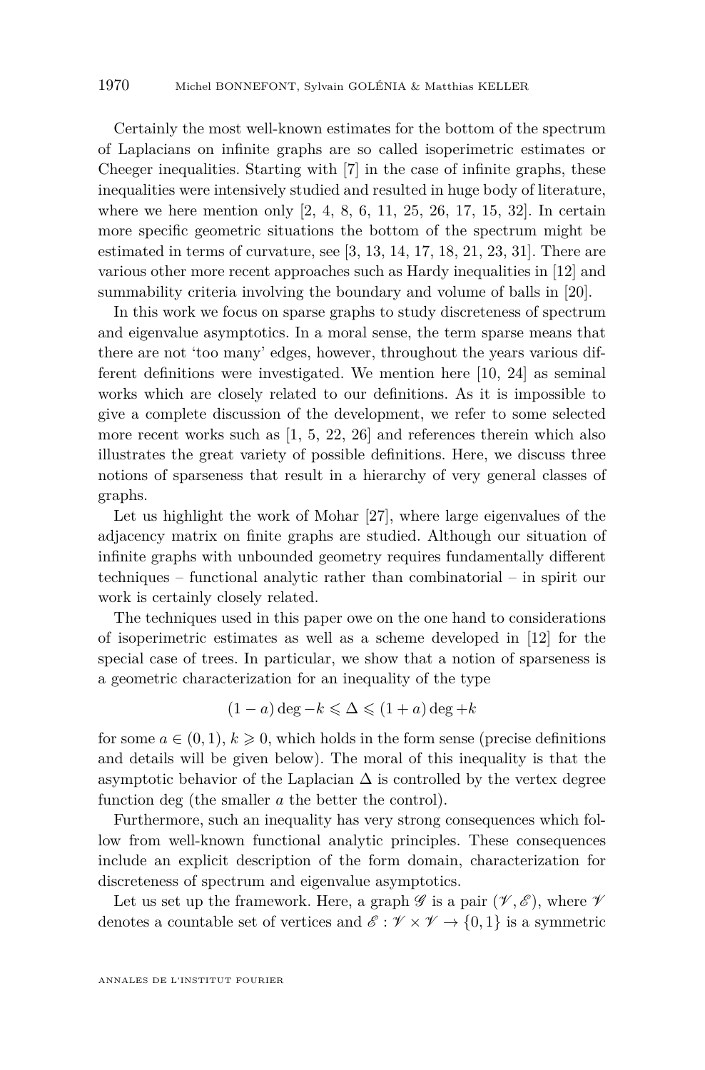Certainly the most well-known estimates for the bottom of the spectrum of Laplacians on infinite graphs are so called isoperimetric estimates or Cheeger inequalities. Starting with [7] in the case of infinite graphs, these inequalities were intensively studied and resulted in huge body of literature, where we here mention only [2, 4, 8, 6, 11, 25, 26, 17, 15, 32]. In certain more specific geometric situations the bottom of the spectrum might be estimated in terms of curvature, see [3, 13, 14, 17, 18, 21, 23, 31]. There are various other more recent approaches such as Hardy inequalities in [12] and summability criteria involving the boundary and volume of balls in [20].

In this work we focus on sparse graphs to study discreteness of spectrum and eigenvalue asymptotics. In a moral sense, the term sparse means that there are not 'too many' edges, however, throughout the years various different definitions were investigated. We mention here [10, 24] as seminal works which are closely related to our definitions. As it is impossible to give a complete discussion of the development, we refer to some selected more recent works such as [1, 5, 22, 26] and references therein which also illustrates the great variety of possible definitions. Here, we discuss three notions of sparseness that result in a hierarchy of very general classes of graphs.

Let us highlight the work of Mohar [27], where large eigenvalues of the adjacency matrix on finite graphs are studied. Although our situation of infinite graphs with unbounded geometry requires fundamentally different techniques – functional analytic rather than combinatorial – in spirit our work is certainly closely related.

The techniques used in this paper owe on the one hand to considerations of isoperimetric estimates as well as a scheme developed in [12] for the special case of trees. In particular, we show that a notion of sparseness is a geometric characterization for an inequality of the type

$$(1-a)\deg - k \leqslant \Delta \leqslant (1+a)\deg + k$$

for some $a \in (0,1)$, $k \geqslant 0$, which holds in the form sense (precise definitions and details will be given below). The moral of this inequality is that the asymptotic behavior of the Laplacian $\Delta$ is controlled by the vertex degree function $\deg$ (the smaller $a$ the better the control).

Furthermore, such an inequality has very strong consequences which follow from well-known functional analytic principles. These consequences include an explicit description of the form domain, characterization for discreteness of spectrum and eigenvalue asymptotics.

Let us set up the framework. Here, a graph $\mathscr{G}$ is a pair $(\mathscr{V}, \mathscr{E})$, where $\mathscr{V}$ denotes a countable set of vertices and $\mathscr{E} : \mathscr{V} \times \mathscr{V} \to \{0, 1\}$ is a symmetric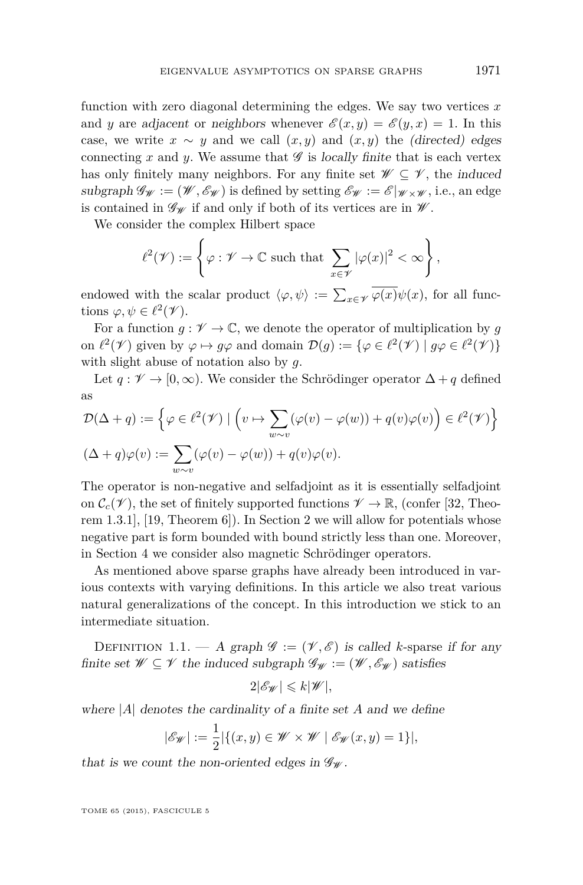function with zero diagonal determining the edges. We say two vertices $x$ and $y$ are *adjacent* or *neighbors* whenever $\mathscr{E}(x,y) = \mathscr{E}(y,x) = 1$. In this case, we write $x \sim y$ and we call $(x,y)$ and $(x,y)$ the *(directed) edges* connecting $x$ and $y$. We assume that $\mathscr{G}$ is *locally finite* that is each vertex has only finitely many neighbors. For any finite set $\mathscr{W} \subseteq \mathscr{V}$, the *induced subgraph* $\mathscr{G}_{\mathscr{W}} := (\mathscr{W}, \mathscr{E}_{\mathscr{W}})$ is defined by setting $\mathscr{E}_{\mathscr{W}} := \mathscr{E}|_{\mathscr{W}\times\mathscr{W}}$, i.e., an edge is contained in $\mathscr{G}_{\mathscr{W}}$ if and only if both of its vertices are in $\mathscr{W}$.

We consider the complex Hilbert space

$$\ell^2(\mathscr{V}) := \left\{ \varphi : \mathscr{V} \to \mathbb{C} \text{ such that } \sum_{x\in\mathscr{V}} |\varphi(x)|^2 < \infty \right\},$$

endowed with the scalar product $\langle \varphi, \psi \rangle := \sum_{x\in\mathscr{V}} \overline{\varphi(x)}\psi(x)$, for all functions $\varphi, \psi \in \ell^2(\mathscr{V})$.

For a function $g : \mathscr{V} \to \mathbb{C}$, we denote the operator of multiplication by $g$ on $\ell^2(\mathscr{V})$ given by $\varphi \mapsto g\varphi$ and domain $\mathcal{D}(g) := \{\varphi \in \ell^2(\mathscr{V}) \mid g\varphi \in \ell^2(\mathscr{V})\}$ with slight abuse of notation also by $g$.

Let $q : \mathscr{V} \to [0,\infty)$. We consider the Schrödinger operator $\Delta + q$ defined as

$$\mathcal{D}(\Delta + q) := \Big\{ \varphi \in \ell^2(\mathscr{V}) \mid \Big( v \mapsto \sum_{w\sim v} (\varphi(v) - \varphi(w)) + q(v)\varphi(v) \Big) \in \ell^2(\mathscr{V}) \Big\}$$

$$(\Delta + q)\varphi(v) := \sum_{w\sim v} (\varphi(v) - \varphi(w)) + q(v)\varphi(v).$$

The operator is non-negative and selfadjoint as it is essentially selfadjoint on $\mathcal{C}_c(\mathscr{V})$, the set of finitely supported functions $\mathscr{V} \to \mathbb{R}$, (confer [32, Theorem 1.3.1], [19, Theorem 6]). In Section 2 we will allow for potentials whose negative part is form bounded with bound strictly less than one. Moreover, in Section 4 we consider also magnetic Schrödinger operators.

As mentioned above sparse graphs have already been introduced in various contexts with varying definitions. In this article we also treat various natural generalizations of the concept. In this introduction we stick to an intermediate situation.

Definition 1.1. — *A graph $\mathscr{G} := (\mathscr{V}, \mathscr{E})$ is called $k$-sparse if for any finite set $\mathscr{W} \subseteq \mathscr{V}$ the induced subgraph $\mathscr{G}_{\mathscr{W}} := (\mathscr{W}, \mathscr{E}_{\mathscr{W}})$ satisfies*

$$2|\mathscr{E}_{\mathscr{W}}| \leqslant k|\mathscr{W}|,$$

*where $|A|$ denotes the cardinality of a finite set $A$ and we define*

$$|\mathscr{E}_{\mathscr{W}}| := \frac{1}{2}|\{(x,y) \in \mathscr{W} \times \mathscr{W} \mid \mathscr{E}_{\mathscr{W}}(x,y) = 1\}|,$$

*that is we count the non-oriented edges in $\mathscr{G}_{\mathscr{W}}$.*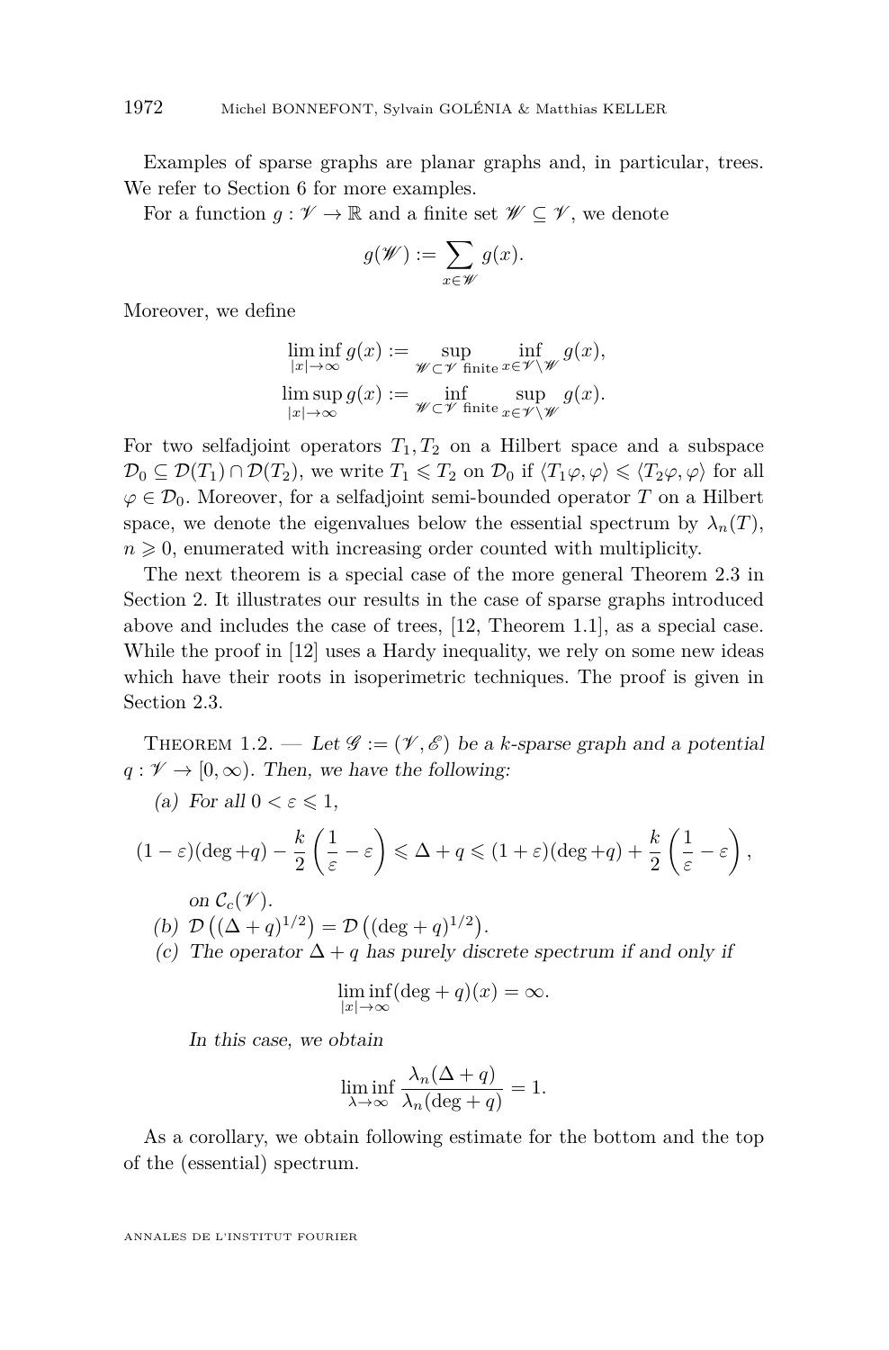Examples of sparse graphs are planar graphs and, in particular, trees. We refer to Section 6 for more examples.

For a function $g : \mathscr{V} \to \mathbb{R}$ and a finite set $\mathscr{W} \subseteq \mathscr{V}$, we denote

$$g(\mathscr{W}) := \sum_{x \in \mathscr{W}} g(x).$$

Moreover, we define

$$\liminf_{|x|\to\infty} g(x) := \sup_{\mathscr{W} \subset \mathscr{V} \text{ finite}} \inf_{x \in \mathscr{V} \setminus \mathscr{W}} g(x),$$
$$\limsup_{|x|\to\infty} g(x) := \inf_{\mathscr{W} \subset \mathscr{V} \text{ finite}} \sup_{x \in \mathscr{V} \setminus \mathscr{W}} g(x).$$

For two selfadjoint operators $T_1, T_2$ on a Hilbert space and a subspace $\mathcal{D}_0 \subseteq \mathcal{D}(T_1) \cap \mathcal{D}(T_2)$, we write $T_1 \leqslant T_2$ on $\mathcal{D}_0$ if $\langle T_1\varphi, \varphi\rangle \leqslant \langle T_2\varphi, \varphi\rangle$ for all $\varphi \in \mathcal{D}_0$. Moreover, for a selfadjoint semi-bounded operator $T$ on a Hilbert space, we denote the eigenvalues below the essential spectrum by $\lambda_n(T)$, $n \geqslant 0$, enumerated with increasing order counted with multiplicity.

The next theorem is a special case of the more general Theorem 2.3 in Section 2. It illustrates our results in the case of sparse graphs introduced above and includes the case of trees, [12, Theorem 1.1], as a special case. While the proof in [12] uses a Hardy inequality, we rely on some new ideas which have their roots in isoperimetric techniques. The proof is given in Section 2.3.

Theorem 1.2. — *Let $\mathscr{G} := (\mathscr{V}, \mathscr{E})$ be a $k$-sparse graph and a potential $q : \mathscr{V} \to [0, \infty)$. Then, we have the following:*

(a) *For all $0 < \varepsilon \leqslant 1$,*

$$(1-\varepsilon)(\deg + q) - \frac{k}{2}\left(\frac{1}{\varepsilon} - \varepsilon\right) \leqslant \Delta + q \leqslant (1+\varepsilon)(\deg + q) + \frac{k}{2}\left(\frac{1}{\varepsilon} - \varepsilon\right),$$

*on $\mathcal{C}_c(\mathscr{V})$.*

(b) $\mathcal{D}\left((\Delta + q)^{1/2}\right) = \mathcal{D}\left((\deg + q)^{1/2}\right)$.

(c) *The operator $\Delta + q$ has purely discrete spectrum if and only if*

$$\liminf_{|x|\to\infty} (\deg + q)(x) = \infty.$$

*In this case, we obtain*

$$\liminf_{\lambda\to\infty} \frac{\lambda_n(\Delta + q)}{\lambda_n(\deg + q)} = 1.$$

As a corollary, we obtain following estimate for the bottom and the top of the (essential) spectrum.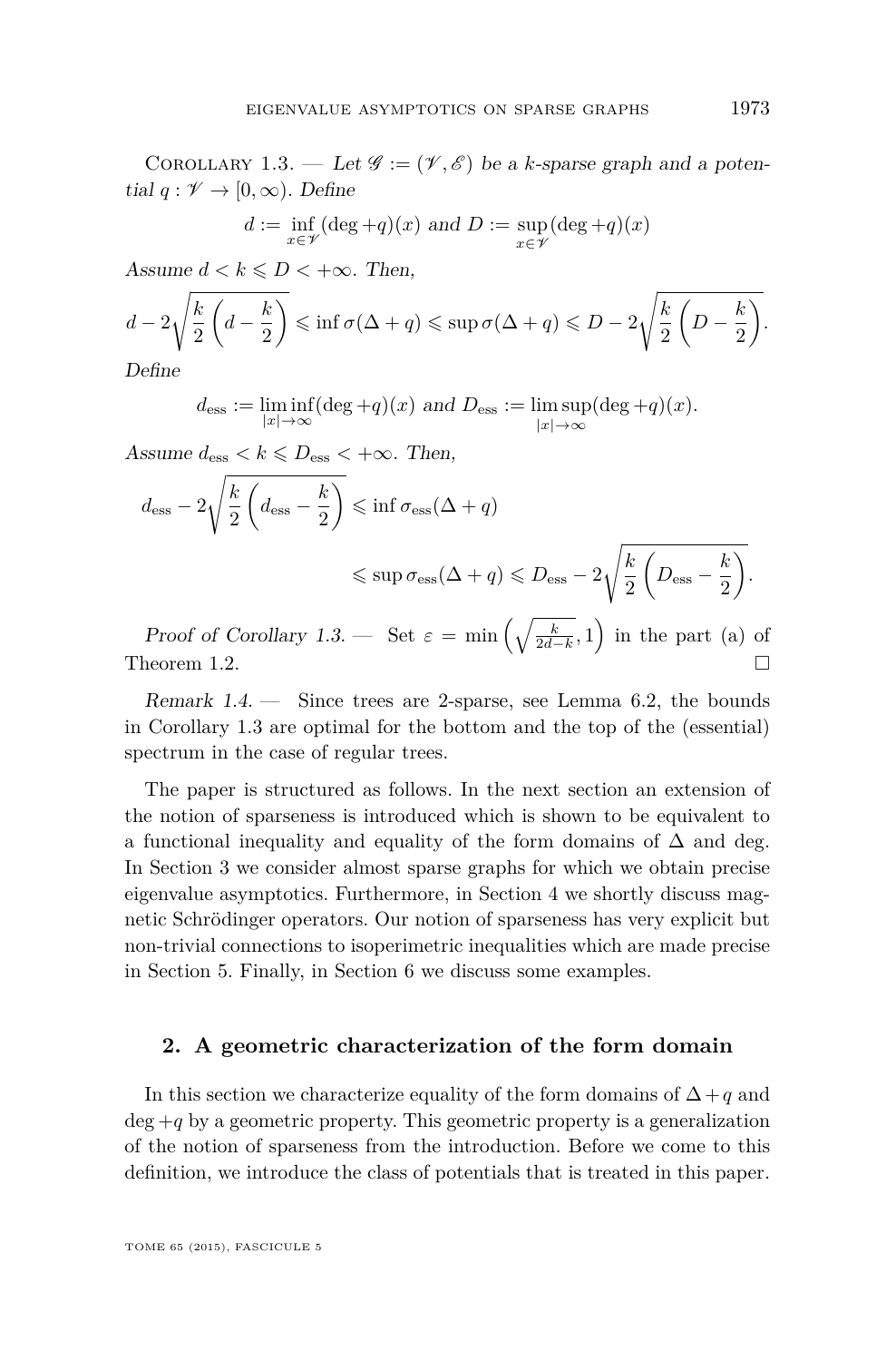Corollary 1.3. — *Let $\mathscr{G} := (\mathscr{V}, \mathscr{E})$ be a $k$-sparse graph and a potential $q : \mathscr{V} \to [0, \infty)$. Define*

$$d := \inf_{x \in \mathscr{V}} (\deg + q)(x) \text{ and } D := \sup_{x \in \mathscr{V}} (\deg + q)(x)$$

*Assume $d < k \leqslant D < +\infty$. Then,*

$$d - 2\sqrt{\frac{k}{2}\left(d - \frac{k}{2}\right)} \leqslant \inf \sigma(\Delta + q) \leqslant \sup \sigma(\Delta + q) \leqslant D - 2\sqrt{\frac{k}{2}\left(D - \frac{k}{2}\right)}.$$

*Define*

$$d_{\text{ess}} := \liminf_{|x| \to \infty} (\deg + q)(x) \text{ and } D_{\text{ess}} := \limsup_{|x| \to \infty} (\deg + q)(x).$$

*Assume $d_{\text{ess}} < k \leqslant D_{\text{ess}} < +\infty$. Then,*

$$d_{\text{ess}} - 2\sqrt{\frac{k}{2}\left(d_{\text{ess}} - \frac{k}{2}\right)} \leqslant \inf \sigma_{\text{ess}}(\Delta + q) \leqslant \sup \sigma_{\text{ess}}(\Delta + q) \leqslant D_{\text{ess}} - 2\sqrt{\frac{k}{2}\left(D_{\text{ess}} - \frac{k}{2}\right)}.$$

*Proof of Corollary 1.3.* — Set $\varepsilon = \min\left(\sqrt{\frac{k}{2d-k}}, 1\right)$ in the part (a) of Theorem 1.2. □

*Remark 1.4.* — Since trees are 2-sparse, see Lemma 6.2, the bounds in Corollary 1.3 are optimal for the bottom and the top of the (essential) spectrum in the case of regular trees.

The paper is structured as follows. In the next section an extension of the notion of sparseness is introduced which is shown to be equivalent to a functional inequality and equality of the form domains of $\Delta$ and deg. In Section 3 we consider almost sparse graphs for which we obtain precise eigenvalue asymptotics. Furthermore, in Section 4 we shortly discuss magnetic Schrödinger operators. Our notion of sparseness has very explicit but non-trivial connections to isoperimetric inequalities which are made precise in Section 5. Finally, in Section 6 we discuss some examples.

## 2. A geometric characterization of the form domain

In this section we characterize equality of the form domains of $\Delta + q$ and $\deg + q$ by a geometric property. This geometric property is a generalization of the notion of sparseness from the introduction. Before we come to this definition, we introduce the class of potentials that is treated in this paper.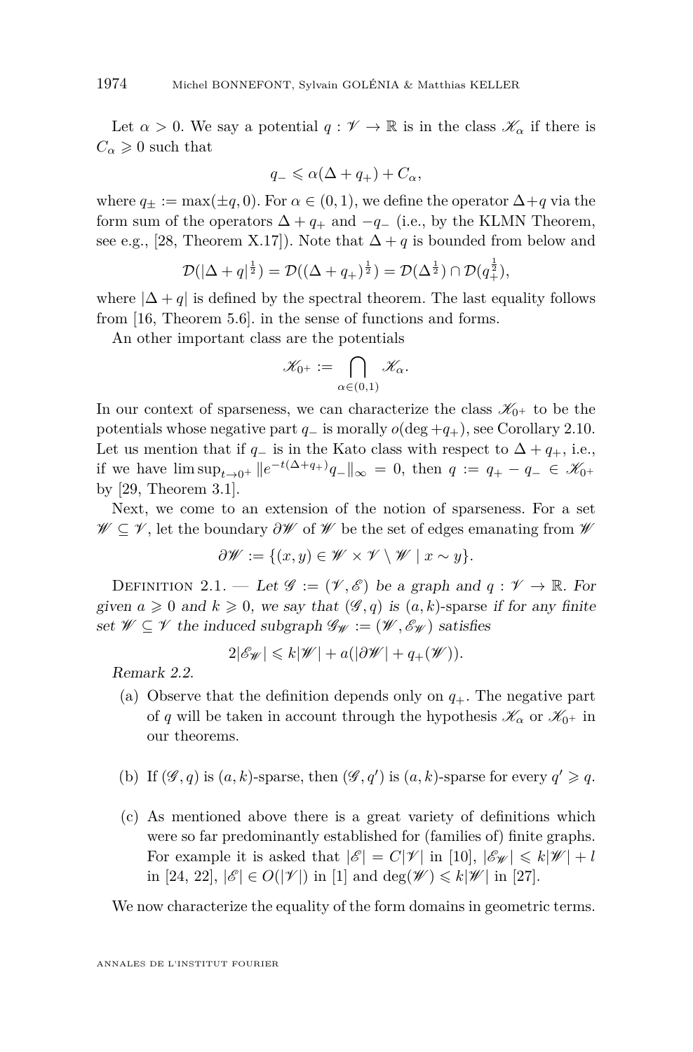Let $\alpha > 0$. We say a potential $q : \mathscr{V} \to \mathbb{R}$ is in the class $\mathscr{K}_\alpha$ if there is $C_\alpha \geqslant 0$ such that

$$q_- \leqslant \alpha(\Delta + q_+) + C_\alpha,$$

where $q_\pm := \max(\pm q, 0)$. For $\alpha \in (0,1)$, we define the operator $\Delta + q$ via the form sum of the operators $\Delta + q_+$ and $-q_-$ (i.e., by the KLMN Theorem, see e.g., [28, Theorem X.17]). Note that $\Delta + q$ is bounded from below and

$$\mathcal{D}(|\Delta + q|^{\frac{1}{2}}) = \mathcal{D}((\Delta + q_+)^{\frac{1}{2}}) = \mathcal{D}(\Delta^{\frac{1}{2}}) \cap \mathcal{D}(q_+^{\frac{1}{2}}),$$

where $|\Delta + q|$ is defined by the spectral theorem. The last equality follows from [16, Theorem 5.6]. in the sense of functions and forms.

An other important class are the potentials

$$\mathscr{K}_{0^+} := \bigcap_{\alpha \in (0,1)} \mathscr{K}_\alpha.$$

In our context of sparseness, we can characterize the class $\mathscr{K}_{0^+}$ to be the potentials whose negative part $q_-$ is morally $o(\deg + q_+)$, see Corollary 2.10. Let us mention that if $q_-$ is in the Kato class with respect to $\Delta + q_+$, i.e., if we have $\limsup_{t \to 0^+} \|e^{-t(\Delta + q_+)} q_-\|_\infty = 0$, then $q := q_+ - q_- \in \mathscr{K}_{0^+}$ by [29, Theorem 3.1].

Next, we come to an extension of the notion of sparseness. For a set $\mathscr{W} \subseteq \mathscr{V}$, let the boundary $\partial \mathscr{W}$ of $\mathscr{W}$ be the set of edges emanating from $\mathscr{W}$

$$\partial \mathscr{W} := \{(x,y) \in \mathscr{W} \times \mathscr{V} \setminus \mathscr{W} \mid x \sim y\}.$$

Definition 2.1. — *Let $\mathscr{G} := (\mathscr{V}, \mathscr{E})$ be a graph and $q : \mathscr{V} \to \mathbb{R}$. For given $a \geqslant 0$ and $k \geqslant 0$, we say that $(\mathscr{G}, q)$ is $(a,k)$-sparse if for any finite set $\mathscr{W} \subseteq \mathscr{V}$ the induced subgraph $\mathscr{G}_{\mathscr{W}} := (\mathscr{W}, \mathscr{E}_{\mathscr{W}})$ satisfies*

$$2|\mathscr{E}_{\mathscr{W}}| \leqslant k|\mathscr{W}| + a(|\partial \mathscr{W}| + q_+(\mathscr{W})).$$

*Remark 2.2.*

(a) Observe that the definition depends only on $q_+$. The negative part of $q$ will be taken in account through the hypothesis $\mathscr{K}_\alpha$ or $\mathscr{K}_{0^+}$ in our theorems.

(b) If $(\mathscr{G}, q)$ is $(a,k)$-sparse, then $(\mathscr{G}, q')$ is $(a,k)$-sparse for every $q' \geqslant q$.

(c) As mentioned above there is a great variety of definitions which were so far predominantly established for (families of) finite graphs. For example it is asked that $|\mathscr{E}| = C|\mathscr{V}|$ in [10], $|\mathscr{E}_{\mathscr{W}}| \leqslant k|\mathscr{W}| + l$ in [24, 22], $|\mathscr{E}| \in O(|\mathscr{V}|)$ in [1] and $\deg(\mathscr{W}) \leqslant k|\mathscr{W}|$ in [27].

We now characterize the equality of the form domains in geometric terms.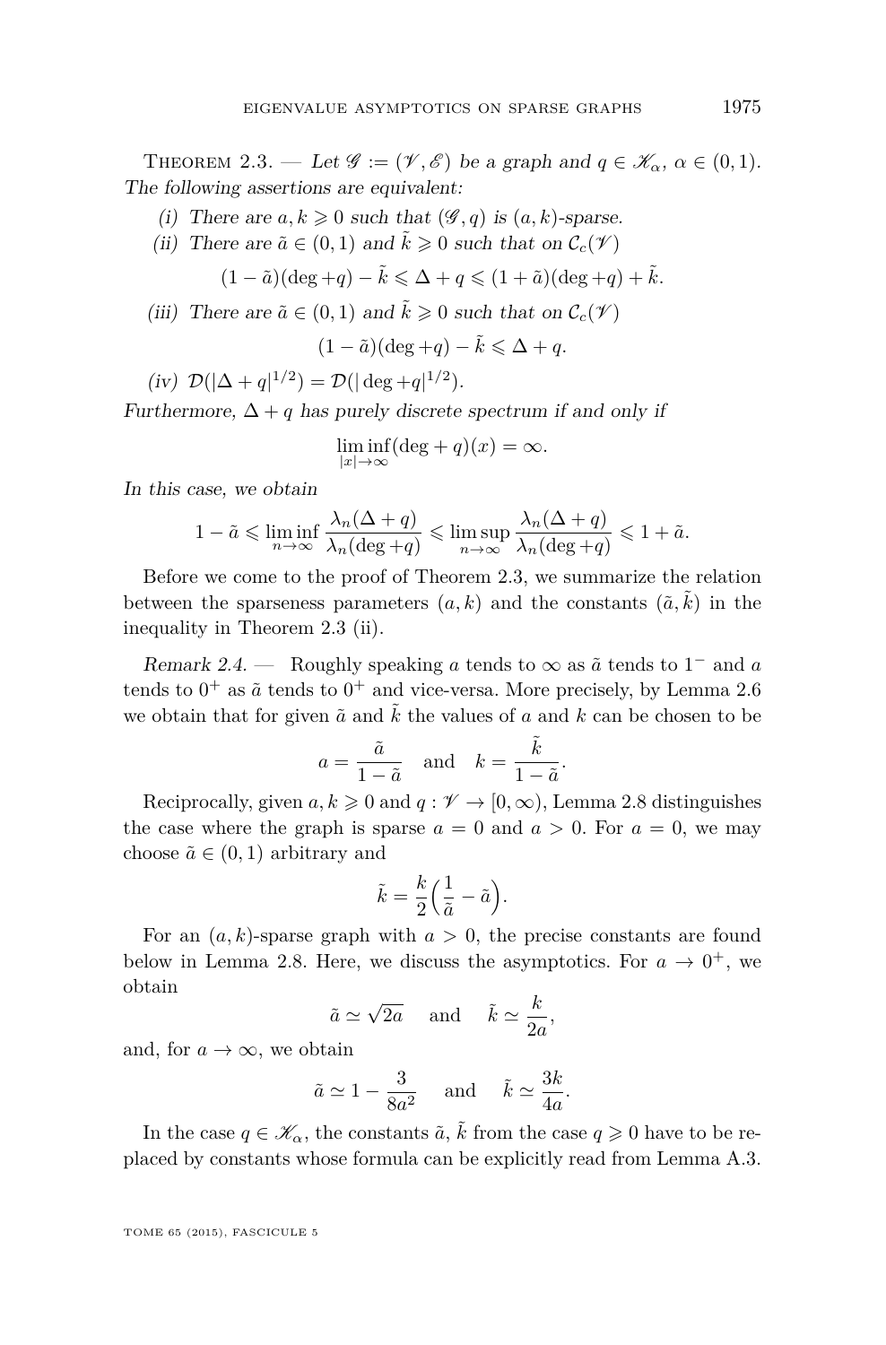Theorem 2.3. — *Let $\mathscr{G} := (\mathscr{V}, \mathscr{E})$ be a graph and $q \in \mathscr{K}_\alpha$, $\alpha \in (0,1)$. The following assertions are equivalent:*

*(i) There are $a, k \geqslant 0$ such that $(\mathscr{G}, q)$ is $(a,k)$-sparse.*

*(ii) There are $\tilde{a} \in (0,1)$ and $\tilde{k} \geqslant 0$ such that on $\mathcal{C}_c(\mathscr{V})$*

$$(1-\tilde{a})(\deg + q) - \tilde{k} \leqslant \Delta + q \leqslant (1+\tilde{a})(\deg + q) + \tilde{k}.$$

*(iii) There are $\tilde{a} \in (0,1)$ and $\tilde{k} \geqslant 0$ such that on $\mathcal{C}_c(\mathscr{V})$*

$$(1-\tilde{a})(\deg + q) - \tilde{k} \leqslant \Delta + q.$$

*(iv) $\mathcal{D}(|\Delta + q|^{1/2}) = \mathcal{D}(|\deg + q|^{1/2})$.*

*Furthermore, $\Delta + q$ has purely discrete spectrum if and only if*

$$\liminf_{|x| \to \infty} (\deg + q)(x) = \infty.$$

*In this case, we obtain*

$$1 - \tilde{a} \leqslant \liminf_{n \to \infty} \frac{\lambda_n(\Delta + q)}{\lambda_n(\deg + q)} \leqslant \limsup_{n \to \infty} \frac{\lambda_n(\Delta + q)}{\lambda_n(\deg + q)} \leqslant 1 + \tilde{a}.$$

Before we come to the proof of Theorem 2.3, we summarize the relation between the sparseness parameters $(a,k)$ and the constants $(\tilde{a}, \tilde{k})$ in the inequality in Theorem 2.3 (ii).

*Remark 2.4.* — Roughly speaking $a$ tends to $\infty$ as $\tilde{a}$ tends to $1^-$ and $a$ tends to $0^+$ as $\tilde{a}$ tends to $0^+$ and vice-versa. More precisely, by Lemma 2.6 we obtain that for given $\tilde{a}$ and $\tilde{k}$ the values of $a$ and $k$ can be chosen to be

$$a = \frac{\tilde{a}}{1-\tilde{a}} \quad \text{and} \quad k = \frac{\tilde{k}}{1-\tilde{a}}.$$

Reciprocally, given $a, k \geqslant 0$ and $q : \mathscr{V} \to [0, \infty)$, Lemma 2.8 distinguishes the case where the graph is sparse $a = 0$ and $a > 0$. For $a = 0$, we may choose $\tilde{a} \in (0,1)$ arbitrary and

$$\tilde{k} = \frac{k}{2}\Big(\frac{1}{\tilde{a}} - \tilde{a}\Big).$$

For an $(a,k)$-sparse graph with $a > 0$, the precise constants are found below in Lemma 2.8. Here, we discuss the asymptotics. For $a \to 0^+$, we obtain

$$\tilde{a} \simeq \sqrt{2a} \quad \text{and} \quad \tilde{k} \simeq \frac{k}{2a},$$

and, for $a \to \infty$, we obtain

$$\tilde{a} \simeq 1 - \frac{3}{8a^2} \quad \text{and} \quad \tilde{k} \simeq \frac{3k}{4a}.$$

In the case $q \in \mathscr{K}_\alpha$, the constants $\tilde{a}$, $\tilde{k}$ from the case $q \geqslant 0$ have to be replaced by constants whose formula can be explicitly read from Lemma A.3.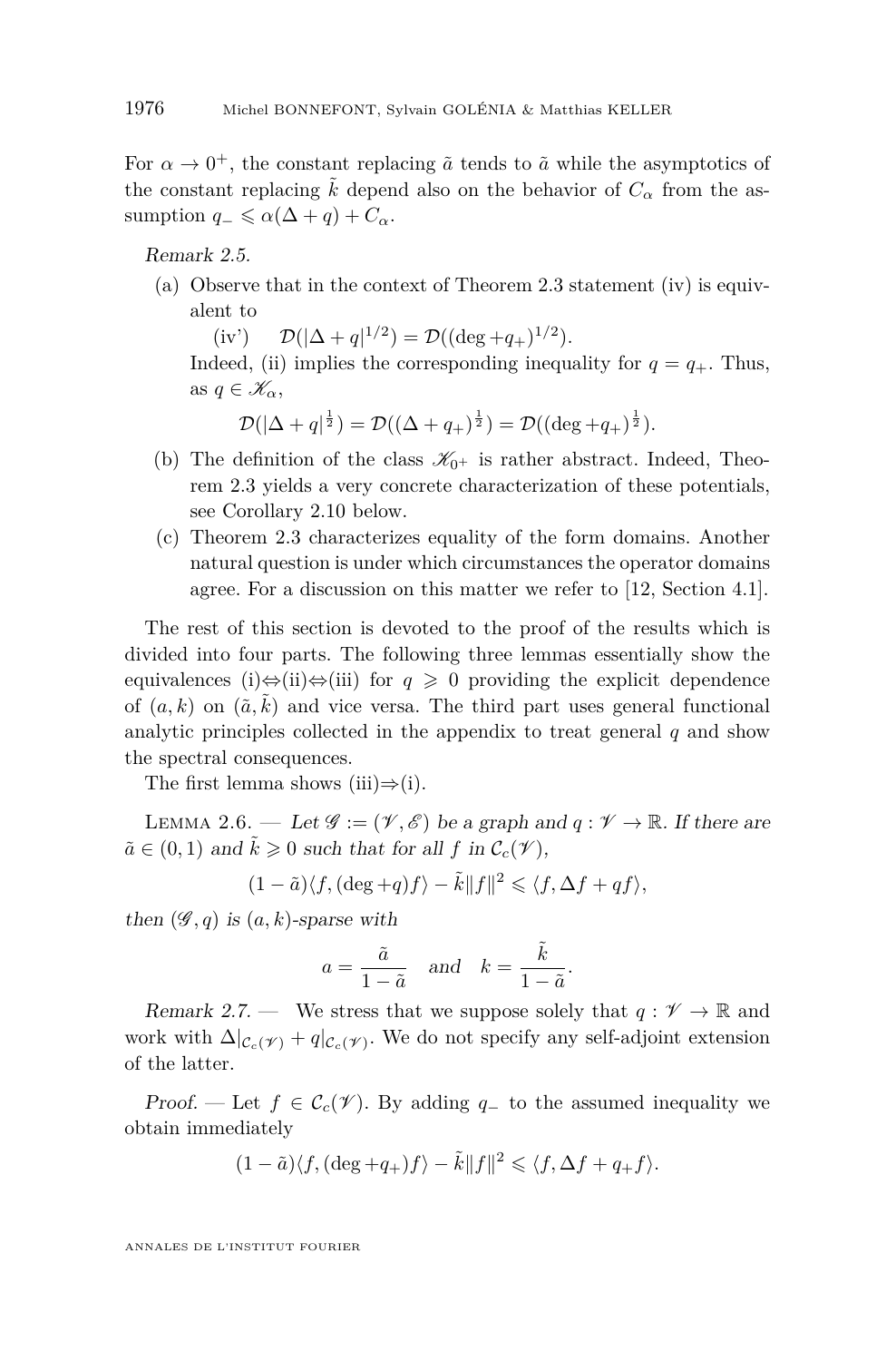For $\alpha \to 0^+$, the constant replacing $\tilde{a}$ tends to $\tilde{a}$ while the asymptotics of the constant replacing $\tilde{k}$ depend also on the behavior of $C_\alpha$ from the assumption $q_- \leqslant \alpha(\Delta + q) + C_\alpha$.

*Remark 2.5.*

(a) Observe that in the context of Theorem 2.3 statement (iv) is equivalent to

   (iv') $\mathcal{D}(|\Delta + q|^{1/2}) = \mathcal{D}((\deg + q_+)^{1/2})$.

   Indeed, (ii) implies the corresponding inequality for $q = q_+$. Thus, as $q \in \mathscr{K}_\alpha$,

$$\mathcal{D}(|\Delta + q|^{\frac{1}{2}}) = \mathcal{D}((\Delta + q_+)^{\frac{1}{2}}) = \mathcal{D}((\deg + q_+)^{\frac{1}{2}}).$$

(b) The definition of the class $\mathscr{K}_{0^+}$ is rather abstract. Indeed, Theorem 2.3 yields a very concrete characterization of these potentials, see Corollary 2.10 below.

(c) Theorem 2.3 characterizes equality of the form domains. Another natural question is under which circumstances the operator domains agree. For a discussion on this matter we refer to [12, Section 4.1].

The rest of this section is devoted to the proof of the results which is divided into four parts. The following three lemmas essentially show the equivalences (i)$\Leftrightarrow$(ii)$\Leftrightarrow$(iii) for $q \geqslant 0$ providing the explicit dependence of $(a, k)$ on $(\tilde{a}, \tilde{k})$ and vice versa. The third part uses general functional analytic principles collected in the appendix to treat general $q$ and show the spectral consequences.

The first lemma shows (iii)$\Rightarrow$(i).

Lemma 2.6. — *Let $\mathscr{G} := (\mathscr{V}, \mathscr{E})$ be a graph and $q : \mathscr{V} \to \mathbb{R}$. If there are $\tilde{a} \in (0, 1)$ and $\tilde{k} \geqslant 0$ such that for all $f$ in $\mathcal{C}_c(\mathscr{V})$,*

$$(1 - \tilde{a})\langle f, (\deg + q) f\rangle - \tilde{k}\|f\|^2 \leqslant \langle f, \Delta f + q f\rangle,$$

*then $(\mathscr{G}, q)$ is $(a, k)$-sparse with*

$$a = \frac{\tilde{a}}{1 - \tilde{a}} \quad \text{and} \quad k = \frac{\tilde{k}}{1 - \tilde{a}}.$$

*Remark 2.7.* — We stress that we suppose solely that $q : \mathscr{V} \to \mathbb{R}$ and work with $\Delta|_{\mathcal{C}_c(\mathscr{V})} + q|_{\mathcal{C}_c(\mathscr{V})}$. We do not specify any self-adjoint extension of the latter.

*Proof.* — Let $f \in \mathcal{C}_c(\mathscr{V})$. By adding $q_-$ to the assumed inequality we obtain immediately

$$(1 - \tilde{a})\langle f, (\deg + q_+) f\rangle - \tilde{k}\|f\|^2 \leqslant \langle f, \Delta f + q_+ f\rangle.$$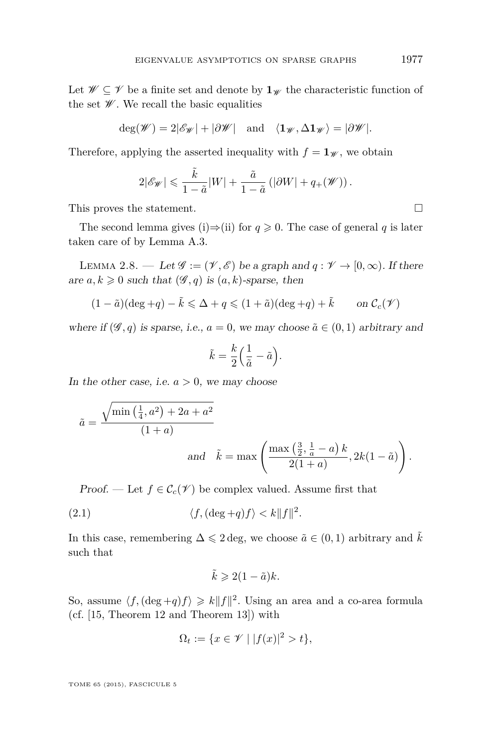Let $\mathscr{W} \subseteq \mathscr{V}$ be a finite set and denote by $\mathbf{1}_{\mathscr{W}}$ the characteristic function of the set $\mathscr{W}$. We recall the basic equalities

$$\deg(\mathscr{W}) = 2|\mathscr{E}_{\mathscr{W}}| + |\partial \mathscr{W}| \quad \text{and} \quad \langle \mathbf{1}_{\mathscr{W}}, \Delta \mathbf{1}_{\mathscr{W}} \rangle = |\partial \mathscr{W}|.$$

Therefore, applying the asserted inequality with $f = \mathbf{1}_{\mathscr{W}}$, we obtain

$$2|\mathscr{E}_{\mathscr{W}}| \leqslant \frac{\tilde{k}}{1-\tilde{a}}|W| + \frac{\tilde{a}}{1-\tilde{a}}\left(|\partial W| + q_+(\mathscr{W})\right).$$

This proves the statement. $\square$

The second lemma gives (i)$\Rightarrow$(ii) for $q \geqslant 0$. The case of general $q$ is later taken care of by Lemma A.3.

Lemma 2.8. — *Let $\mathscr{G} := (\mathscr{V}, \mathscr{E})$ be a graph and $q : \mathscr{V} \to [0, \infty)$. If there are $a, k \geqslant 0$ such that $(\mathscr{G}, q)$ is $(a, k)$-sparse, then*

$$(1-\tilde{a})(\deg + q) - \tilde{k} \leqslant \Delta + q \leqslant (1+\tilde{a})(\deg + q) + \tilde{k} \qquad \text{on } \mathcal{C}_c(\mathscr{V})$$

*where if $(\mathscr{G}, q)$ is sparse, i.e., $a = 0$, we may choose $\tilde{a} \in (0,1)$ arbitrary and*

$$\tilde{k} = \frac{k}{2}\Big(\frac{1}{\tilde{a}} - \tilde{a}\Big).$$

*In the other case, i.e. $a > 0$, we may choose*

$$\tilde{a} = \frac{\sqrt{\min\left(\frac{1}{4}, a^2\right) + 2a + a^2}}{(1+a)} \qquad \text{and} \quad \tilde{k} = \max\left(\frac{\max\left(\frac{3}{2}, \frac{1}{a} - a\right)k}{2(1+a)}, 2k(1-\tilde{a})\right).$$

*Proof.* — Let $f \in \mathcal{C}_c(\mathscr{V})$ be complex valued. Assume first that

$$\langle f, (\deg + q) f \rangle < k\|f\|^2. \tag{2.1}$$

In this case, remembering $\Delta \leqslant 2\deg$, we choose $\tilde{a} \in (0,1)$ arbitrary and $\tilde{k}$ such that

$$\tilde{k} \geqslant 2(1-\tilde{a})k.$$

So, assume $\langle f, (\deg + q) f \rangle \geqslant k\|f\|^2$. Using an area and a co-area formula (cf. [15, Theorem 12 and Theorem 13]) with

$$\Omega_t := \{x \in \mathscr{V} \mid |f(x)|^2 > t\},$$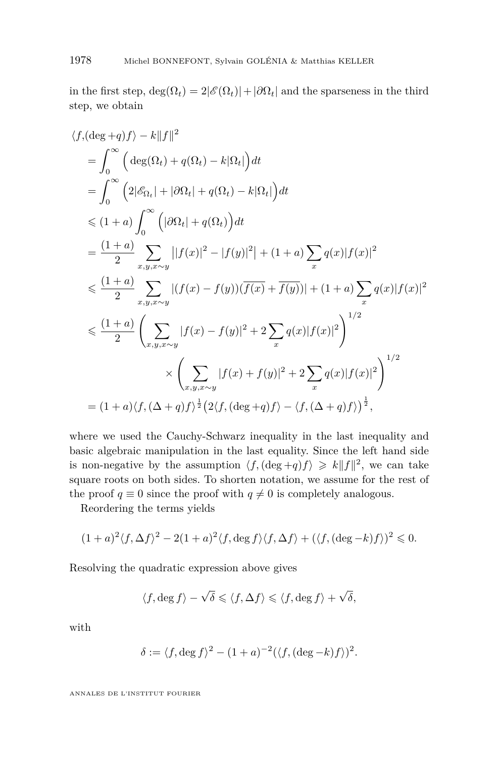in the first step, $\deg(\Omega_t) = 2|\mathscr{E}(\Omega_t)| + |\partial\Omega_t|$ and the sparseness in the third step, we obtain

$$
\begin{aligned}
\langle f,&(\deg+q)f\rangle - k\|f\|^2 \\
&= \int_0^\infty \Big( \deg(\Omega_t) + q(\Omega_t) - k|\Omega_t|\Big)dt \\
&= \int_0^\infty \Big(2|\mathscr{E}_{\Omega_t}| + |\partial\Omega_t| + q(\Omega_t) - k|\Omega_t|\Big)dt \\
&\leqslant (1+a)\int_0^\infty \Big(|\partial\Omega_t| + q(\Omega_t)\Big)dt \\
&= \frac{(1+a)}{2}\sum_{x,y,x\sim y} \big||f(x)|^2 - |f(y)|^2\big| + (1+a)\sum_x q(x)|f(x)|^2 \\
&\leqslant \frac{(1+a)}{2}\sum_{x,y,x\sim y} |(f(x)-f(y))(\overline{f(x)}+\overline{f(y)})| + (1+a)\sum_x q(x)|f(x)|^2 \\
&\leqslant \frac{(1+a)}{2}\left(\sum_{x,y,x\sim y}|f(x)-f(y)|^2 + 2\sum_x q(x)|f(x)|^2\right)^{1/2} \\
&\qquad\qquad \times \left(\sum_{x,y,x\sim y}|f(x)+f(y)|^2 + 2\sum_x q(x)|f(x)|^2\right)^{1/2} \\
&= (1+a)\langle f,(\Delta+q)f\rangle^{\frac{1}{2}}\big(2\langle f,(\deg+q)f\rangle - \langle f,(\Delta+q)f\rangle\big)^{\frac{1}{2}},
\end{aligned}
$$

where we used the Cauchy-Schwarz inequality in the last inequality and basic algebraic manipulation in the last equality. Since the left hand side is non-negative by the assumption $\langle f,(\deg+q)f\rangle \geqslant k\|f\|^2$, we can take square roots on both sides. To shorten notation, we assume for the rest of the proof $q \equiv 0$ since the proof with $q \neq 0$ is completely analogous.

Reordering the terms yields

$$(1+a)^2\langle f,\Delta f\rangle^2 - 2(1+a)^2\langle f,\deg f\rangle\langle f,\Delta f\rangle + (\langle f,(\deg-k)f\rangle)^2 \leqslant 0.$$

Resolving the quadratic expression above gives

$$\langle f,\deg f\rangle - \sqrt{\delta} \leqslant \langle f,\Delta f\rangle \leqslant \langle f,\deg f\rangle + \sqrt{\delta},$$

with

$$\delta := \langle f,\deg f\rangle^2 - (1+a)^{-2}(\langle f,(\deg-k)f\rangle)^2.$$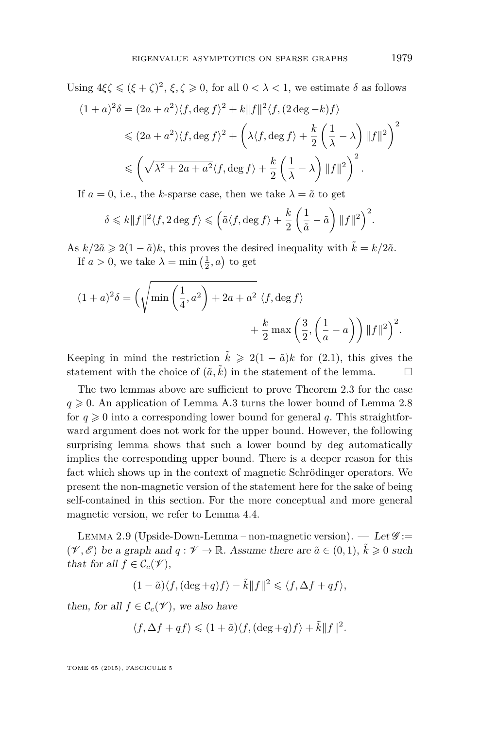Using $4\xi\zeta \leqslant (\xi+\zeta)^2$, $\xi, \zeta \geqslant 0$, for all $0 < \lambda < 1$, we estimate $\delta$ as follows

$$
\begin{aligned}
(1+a)^2\delta &= (2a+a^2)\langle f, \deg f\rangle^2 + k\|f\|^2\langle f, (2\deg - k)f\rangle \\
&\leqslant (2a+a^2)\langle f, \deg f\rangle^2 + \left(\lambda\langle f, \deg f\rangle + \frac{k}{2}\left(\frac{1}{\lambda} - \lambda\right)\|f\|^2\right)^2 \\
&\leqslant \left(\sqrt{\lambda^2+2a+a^2}\langle f, \deg f\rangle + \frac{k}{2}\left(\frac{1}{\lambda} - \lambda\right)\|f\|^2\right)^2.
\end{aligned}
$$

If $a = 0$, i.e., the $k$-sparse case, then we take $\lambda = \tilde{a}$ to get

$$
\delta \leqslant k\|f\|^2\langle f, 2\deg f\rangle \leqslant \left(\tilde{a}\langle f, \deg f\rangle + \frac{k}{2}\left(\frac{1}{\tilde{a}} - \tilde{a}\right)\|f\|^2\right)^2.
$$

As $k/2\tilde{a} \geqslant 2(1-\tilde{a})k$, this proves the desired inequality with $\tilde{k} = k/2\tilde{a}$.

If $a > 0$, we take $\lambda = \min\left(\frac{1}{2}, a\right)$ to get

$$
(1+a)^2\delta = \Big(\sqrt{\min\left(\frac{1}{4}, a^2\right) + 2a + a^2}\ \langle f, \deg f\rangle + \frac{k}{2}\max\left(\frac{3}{2}, \left(\frac{1}{a} - a\right)\right)\|f\|^2\Big)^2.
$$

Keeping in mind the restriction $\tilde{k} \geqslant 2(1-\tilde{a})k$ for (2.1), this gives the statement with the choice of $(\tilde{a}, \tilde{k})$ in the statement of the lemma. □

The two lemmas above are sufficient to prove Theorem 2.3 for the case $q \geqslant 0$. An application of Lemma A.3 turns the lower bound of Lemma 2.8 for $q \geqslant 0$ into a corresponding lower bound for general $q$. This straightforward argument does not work for the upper bound. However, the following surprising lemma shows that such a lower bound by deg automatically implies the corresponding upper bound. There is a deeper reason for this fact which shows up in the context of magnetic Schrödinger operators. We present the non-magnetic version of the statement here for the sake of being self-contained in this section. For the more conceptual and more general magnetic version, we refer to Lemma 4.4.

Lemma 2.9 (Upside-Down-Lemma – non-magnetic version). — *Let $\mathscr{G} := (\mathscr{V}, \mathscr{E})$ be a graph and $q : \mathscr{V} \to \mathbb{R}$. Assume there are $\tilde{a} \in (0,1)$, $\tilde{k} \geqslant 0$ such that for all $f \in \mathcal{C}_c(\mathscr{V})$,*

$$
(1-\tilde{a})\langle f, (\deg + q)f\rangle - \tilde{k}\|f\|^2 \leqslant \langle f, \Delta f + qf\rangle,
$$

*then, for all $f \in \mathcal{C}_c(\mathscr{V})$, we also have*

$$
\langle f, \Delta f + qf\rangle \leqslant (1+\tilde{a})\langle f, (\deg + q)f\rangle + \tilde{k}\|f\|^2.
$$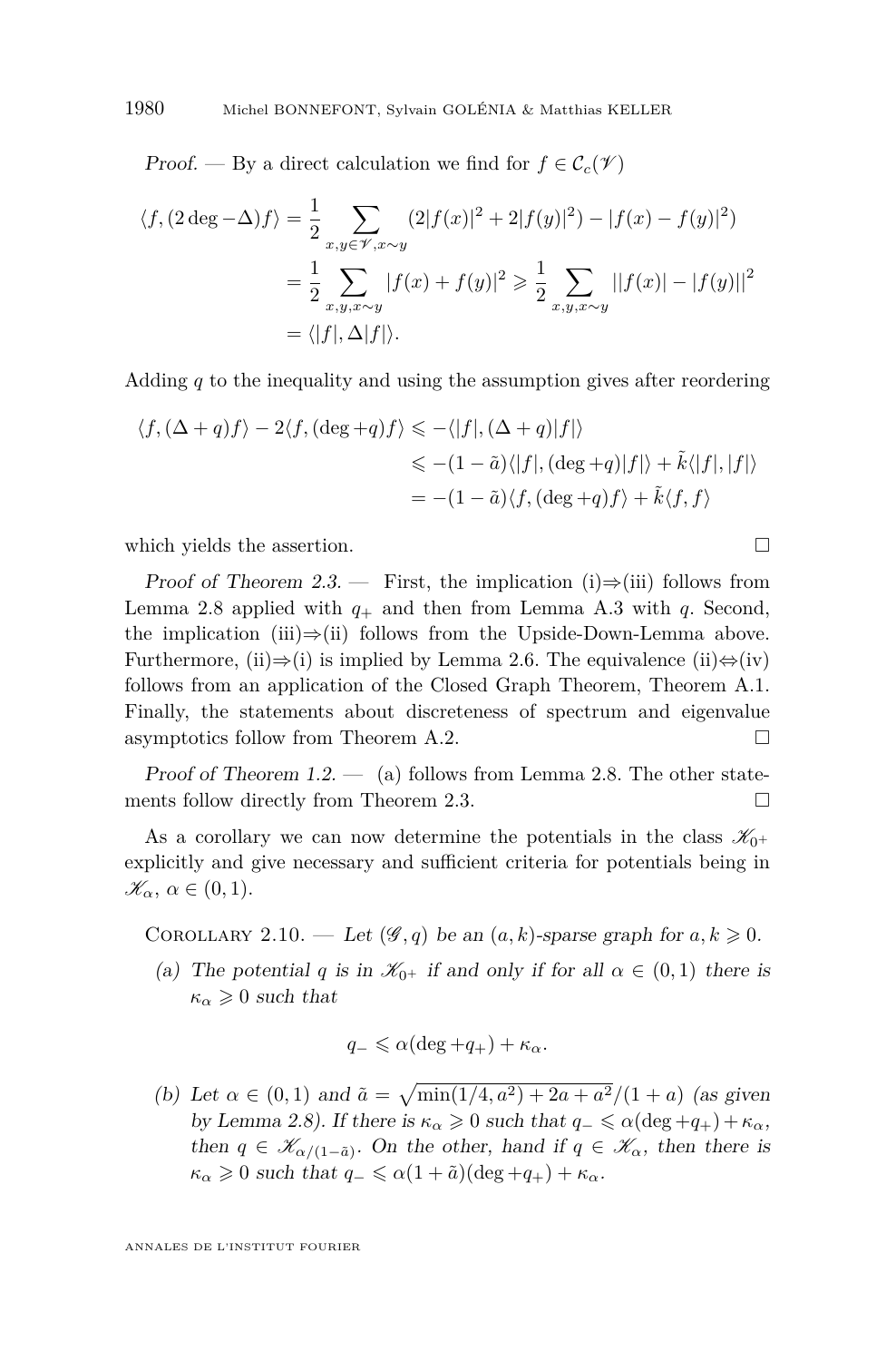*Proof.* — By a direct calculation we find for $f \in \mathcal{C}_c(\mathscr{V})$

$$\begin{aligned}\langle f, (2\deg - \Delta) f\rangle &= \frac{1}{2}\sum_{x,y\in\mathscr{V}, x\sim y}(2|f(x)|^2 + 2|f(y)|^2) - |f(x) - f(y)|^2) \\ &= \frac{1}{2}\sum_{x,y,x\sim y}|f(x)+f(y)|^2 \geqslant \frac{1}{2}\sum_{x,y,x\sim y}\big||f(x)| - |f(y)|\big|^2 \\ &= \langle |f|, \Delta |f|\rangle.\end{aligned}$$

Adding $q$ to the inequality and using the assumption gives after reordering

$$\begin{aligned}\langle f, (\Delta + q) f\rangle - 2\langle f, (\deg + q) f\rangle &\leqslant -\langle |f|, (\Delta + q)|f|\rangle \\ &\leqslant -(1-\tilde{a})\langle |f|, (\deg + q)|f|\rangle + \tilde{k}\langle |f|, |f|\rangle \\ &= -(1-\tilde{a})\langle f, (\deg + q) f\rangle + \tilde{k}\langle f, f\rangle\end{aligned}$$

which yields the assertion. □

*Proof of Theorem 2.3.* — First, the implication (i)⇒(iii) follows from Lemma 2.8 applied with $q_+$ and then from Lemma A.3 with $q$. Second, the implication (iii)⇒(ii) follows from the Upside-Down-Lemma above. Furthermore, (ii)⇒(i) is implied by Lemma 2.6. The equivalence (ii)⇔(iv) follows from an application of the Closed Graph Theorem, Theorem A.1. Finally, the statements about discreteness of spectrum and eigenvalue asymptotics follow from Theorem A.2. □

*Proof of Theorem 1.2.* — (a) follows from Lemma 2.8. The other statements follow directly from Theorem 2.3. □

As a corollary we can now determine the potentials in the class $\mathscr{K}_{0^+}$ explicitly and give necessary and sufficient criteria for potentials being in $\mathscr{K}_\alpha$, $\alpha \in (0,1)$.

Corollary 2.10. — *Let $(\mathscr{G}, q)$ be an $(a,k)$-sparse graph for $a, k \geqslant 0$.*

(a) *The potential $q$ is in $\mathscr{K}_{0^+}$ if and only if for all $\alpha \in (0,1)$ there is $\kappa_\alpha \geqslant 0$ such that*

$$q_- \leqslant \alpha(\deg + q_+) + \kappa_\alpha.$$

(b) *Let $\alpha \in (0,1)$ and $\tilde{a} = \sqrt{\min(1/4, a^2) + 2a + a^2}/(1+a)$ (as given by Lemma 2.8). If there is $\kappa_\alpha \geqslant 0$ such that $q_- \leqslant \alpha(\deg + q_+) + \kappa_\alpha$, then $q \in \mathscr{K}_{\alpha/(1-\tilde{a})}$. On the other, hand if $q \in \mathscr{K}_\alpha$, then there is $\kappa_\alpha \geqslant 0$ such that $q_- \leqslant \alpha(1+\tilde{a})(\deg + q_+) + \kappa_\alpha$.*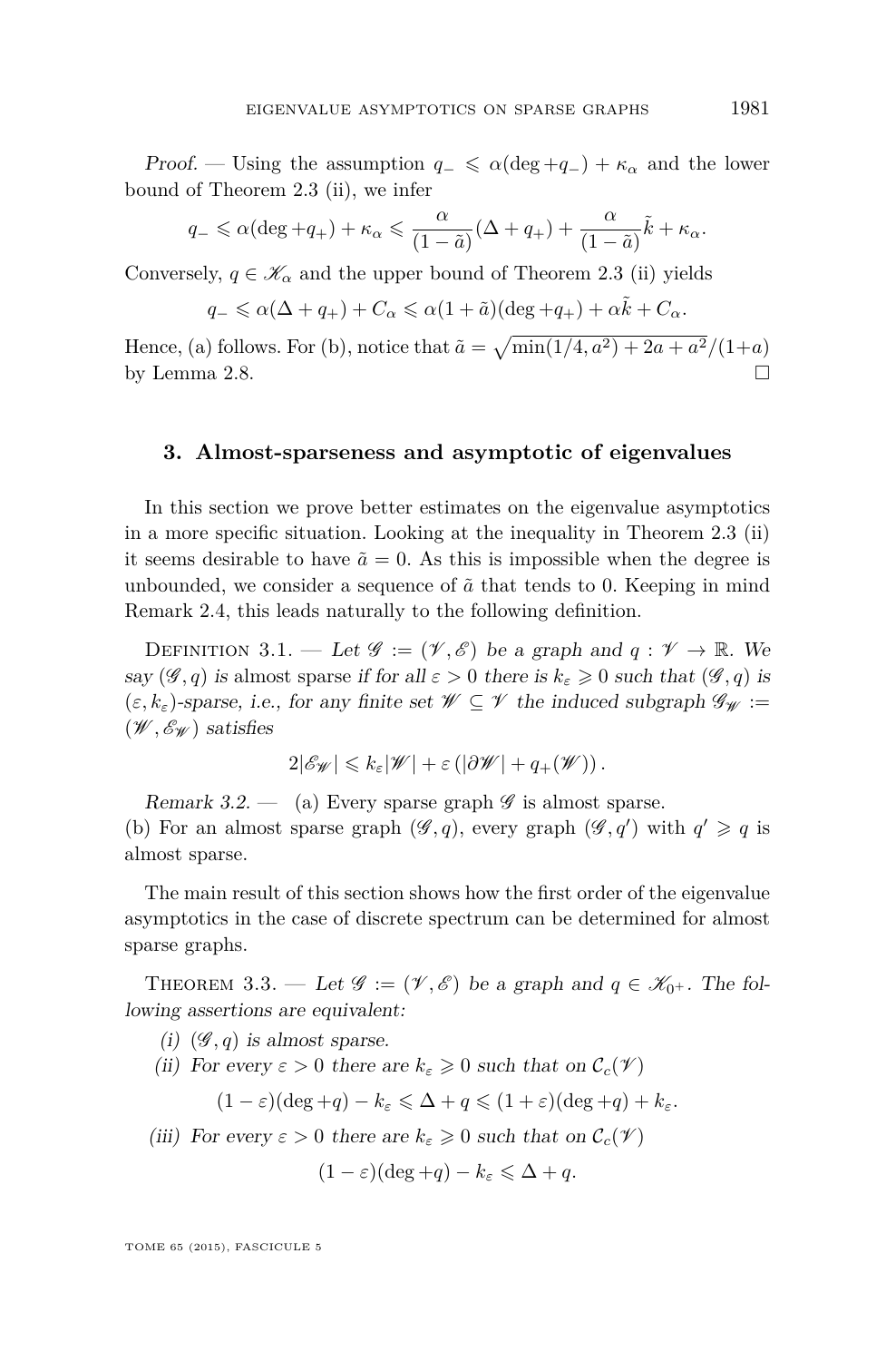*Proof.* — Using the assumption $q_- \leqslant \alpha(\deg + q_-) + \kappa_\alpha$ and the lower bound of Theorem 2.3 (ii), we infer

$$q_- \leqslant \alpha(\deg + q_+) + \kappa_\alpha \leqslant \frac{\alpha}{(1-\tilde{a})}(\Delta + q_+) + \frac{\alpha}{(1-\tilde{a})}\tilde{k} + \kappa_\alpha.$$

Conversely, $q \in \mathscr{K}_\alpha$ and the upper bound of Theorem 2.3 (ii) yields

$$q_- \leqslant \alpha(\Delta + q_+) + C_\alpha \leqslant \alpha(1+\tilde{a})(\deg + q_+) + \alpha\tilde{k} + C_\alpha.$$

Hence, (a) follows. For (b), notice that $\tilde{a} = \sqrt{\min(1/4, a^2) + 2a + a^2}/(1+a)$ by Lemma 2.8. $\square$

## 3. Almost-sparseness and asymptotic of eigenvalues

In this section we prove better estimates on the eigenvalue asymptotics in a more specific situation. Looking at the inequality in Theorem 2.3 (ii) it seems desirable to have $\tilde{a} = 0$. As this is impossible when the degree is unbounded, we consider a sequence of $\tilde{a}$ that tends to 0. Keeping in mind Remark 2.4, this leads naturally to the following definition.

Definition 3.1. — *Let $\mathscr{G} := (\mathscr{V}, \mathscr{E})$ be a graph and $q : \mathscr{V} \to \mathbb{R}$. We say $(\mathscr{G}, q)$ is* almost sparse *if for all $\varepsilon > 0$ there is $k_\varepsilon \geqslant 0$ such that $(\mathscr{G}, q)$ is $(\varepsilon, k_\varepsilon)$-sparse, i.e., for any finite set $\mathscr{W} \subseteq \mathscr{V}$ the induced subgraph $\mathscr{G}_\mathscr{W} := (\mathscr{W}, \mathscr{E}_\mathscr{W})$ satisfies*

$$2|\mathscr{E}_\mathscr{W}| \leqslant k_\varepsilon |\mathscr{W}| + \varepsilon\left(|\partial\mathscr{W}| + q_+(\mathscr{W})\right).$$

*Remark 3.2.* — (a) Every sparse graph $\mathscr{G}$ is almost sparse.
(b) For an almost sparse graph $(\mathscr{G}, q)$, every graph $(\mathscr{G}, q')$ with $q' \geqslant q$ is almost sparse.

The main result of this section shows how the first order of the eigenvalue asymptotics in the case of discrete spectrum can be determined for almost sparse graphs.

Theorem 3.3. — *Let $\mathscr{G} := (\mathscr{V}, \mathscr{E})$ be a graph and $q \in \mathscr{K}_{0^+}$. The following assertions are equivalent:*

*(i) $(\mathscr{G}, q)$ is almost sparse.*

*(ii) For every $\varepsilon > 0$ there are $k_\varepsilon \geqslant 0$ such that on $\mathcal{C}_c(\mathscr{V})$*

$$(1-\varepsilon)(\deg + q) - k_\varepsilon \leqslant \Delta + q \leqslant (1+\varepsilon)(\deg + q) + k_\varepsilon.$$

*(iii) For every $\varepsilon > 0$ there are $k_\varepsilon \geqslant 0$ such that on $\mathcal{C}_c(\mathscr{V})$*

$$(1-\varepsilon)(\deg + q) - k_\varepsilon \leqslant \Delta + q.$$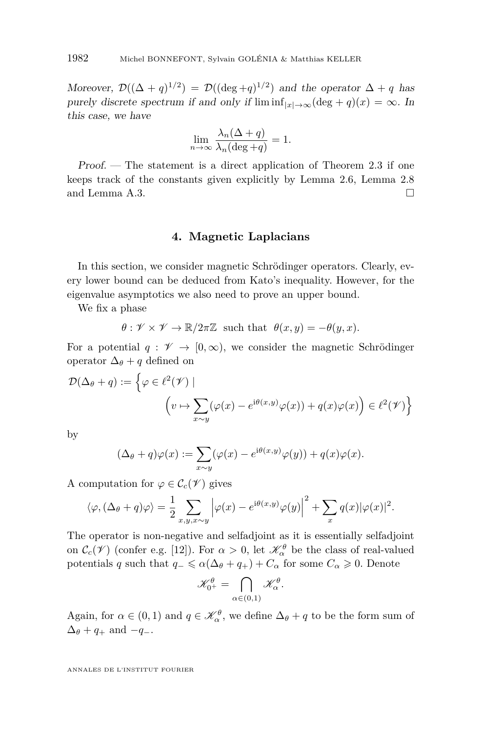*Moreover, $\mathcal{D}((\Delta + q)^{1/2}) = \mathcal{D}((\deg + q)^{1/2})$ and the operator $\Delta + q$ has purely discrete spectrum if and only if $\liminf_{|x|\to\infty}(\deg + q)(x) = \infty$. In this case, we have*

$$\lim_{n\to\infty} \frac{\lambda_n(\Delta + q)}{\lambda_n(\deg + q)} = 1.$$

*Proof.* — The statement is a direct application of Theorem 2.3 if one keeps track of the constants given explicitly by Lemma 2.6, Lemma 2.8 and Lemma A.3. □

## 4. Magnetic Laplacians

In this section, we consider magnetic Schrödinger operators. Clearly, every lower bound can be deduced from Kato's inequality. However, for the eigenvalue asymptotics we also need to prove an upper bound.

We fix a phase

$$\theta : \mathscr{V} \times \mathscr{V} \to \mathbb{R}/2\pi\mathbb{Z} \ \text{ such that } \ \theta(x, y) = -\theta(y, x).$$

For a potential $q : \mathscr{V} \to [0, \infty)$, we consider the magnetic Schrödinger operator $\Delta_\theta + q$ defined on

$$\mathcal{D}(\Delta_\theta + q) := \Big\{\varphi \in \ell^2(\mathscr{V}) \mid \Big(v \mapsto \sum_{x\sim y}(\varphi(x) - e^{\mathrm{i}\theta(x,y)}\varphi(x)) + q(x)\varphi(x)\Big) \in \ell^2(\mathscr{V})\Big\}$$

by

$$(\Delta_\theta + q)\varphi(x) := \sum_{x\sim y}(\varphi(x) - e^{\mathrm{i}\theta(x,y)}\varphi(y)) + q(x)\varphi(x).$$

A computation for $\varphi \in \mathcal{C}_c(\mathscr{V})$ gives

$$\langle \varphi, (\Delta_\theta + q)\varphi\rangle = \frac{1}{2}\sum_{x,y,x\sim y}\left|\varphi(x) - e^{\mathrm{i}\theta(x,y)}\varphi(y)\right|^2 + \sum_x q(x)|\varphi(x)|^2.$$

The operator is non-negative and selfadjoint as it is essentially selfadjoint on $\mathcal{C}_c(\mathscr{V})$ (confer e.g. [12]). For $\alpha > 0$, let $\mathscr{K}_\alpha^\theta$ be the class of real-valued potentials $q$ such that $q_- \leqslant \alpha(\Delta_\theta + q_+) + C_\alpha$ for some $C_\alpha \geqslant 0$. Denote

$$\mathscr{K}_{0^+}^\theta = \bigcap_{\alpha\in(0,1)} \mathscr{K}_\alpha^\theta.$$

Again, for $\alpha \in (0, 1)$ and $q \in \mathscr{K}_\alpha^\theta$, we define $\Delta_\theta + q$ to be the form sum of $\Delta_\theta + q_+$ and $-q_-$.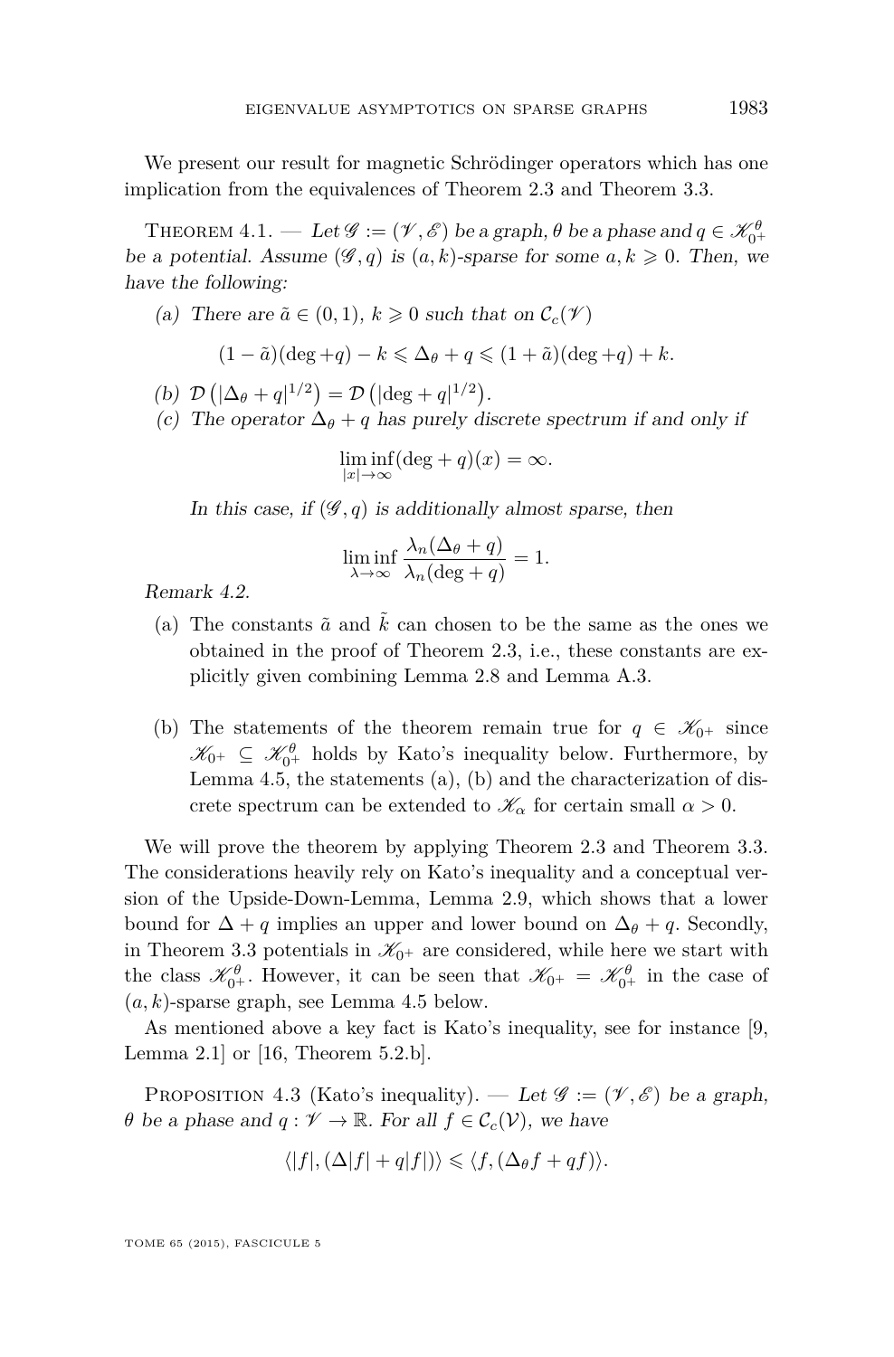We present our result for magnetic Schrödinger operators which has one implication from the equivalences of Theorem 2.3 and Theorem 3.3.

Theorem 4.1. — *Let $\mathscr{G} := (\mathscr{V}, \mathscr{E})$ be a graph, $\theta$ be a phase and $q \in \mathscr{K}_{0^+}^{\theta}$ be a potential. Assume $(\mathscr{G}, q)$ is $(a, k)$-sparse for some $a, k \geqslant 0$. Then, we have the following:*

*(a) There are $\tilde{a} \in (0, 1)$, $k \geqslant 0$ such that on $\mathcal{C}_c(\mathscr{V})$*

$$(1 - \tilde{a})(\deg + q) - k \leqslant \Delta_\theta + q \leqslant (1 + \tilde{a})(\deg + q) + k.$$

*(b) $\mathcal{D}\left(|\Delta_\theta + q|^{1/2}\right) = \mathcal{D}\left(|\deg + q|^{1/2}\right)$.*

*(c) The operator $\Delta_\theta + q$ has purely discrete spectrum if and only if*

$$\liminf_{|x| \to \infty} (\deg + q)(x) = \infty.$$

*In this case, if $(\mathscr{G}, q)$ is additionally almost sparse, then*

$$\liminf_{\lambda \to \infty} \frac{\lambda_n(\Delta_\theta + q)}{\lambda_n(\deg + q)} = 1.$$

*Remark 4.2.*

(a) The constants $\tilde{a}$ and $\tilde{k}$ can chosen to be the same as the ones we obtained in the proof of Theorem 2.3, i.e., these constants are explicitly given combining Lemma 2.8 and Lemma A.3.

(b) The statements of the theorem remain true for $q \in \mathscr{K}_{0^+}$ since $\mathscr{K}_{0^+} \subseteq \mathscr{K}_{0^+}^{\theta}$ holds by Kato's inequality below. Furthermore, by Lemma 4.5, the statements (a), (b) and the characterization of discrete spectrum can be extended to $\mathscr{K}_\alpha$ for certain small $\alpha > 0$.

We will prove the theorem by applying Theorem 2.3 and Theorem 3.3. The considerations heavily rely on Kato's inequality and a conceptual version of the Upside-Down-Lemma, Lemma 2.9, which shows that a lower bound for $\Delta + q$ implies an upper and lower bound on $\Delta_\theta + q$. Secondly, in Theorem 3.3 potentials in $\mathscr{K}_{0^+}$ are considered, while here we start with the class $\mathscr{K}_{0^+}^{\theta}$. However, it can be seen that $\mathscr{K}_{0^+} = \mathscr{K}_{0^+}^{\theta}$ in the case of $(a, k)$-sparse graph, see Lemma 4.5 below.

As mentioned above a key fact is Kato's inequality, see for instance [9, Lemma 2.1] or [16, Theorem 5.2.b].

Proposition 4.3 (Kato's inequality). — *Let $\mathscr{G} := (\mathscr{V}, \mathscr{E})$ be a graph, $\theta$ be a phase and $q : \mathscr{V} \to \mathbb{R}$. For all $f \in \mathcal{C}_c(\mathcal{V})$, we have*

$$\langle |f|, (\Delta|f| + q|f|) \rangle \leqslant \langle f, (\Delta_\theta f + qf) \rangle.$$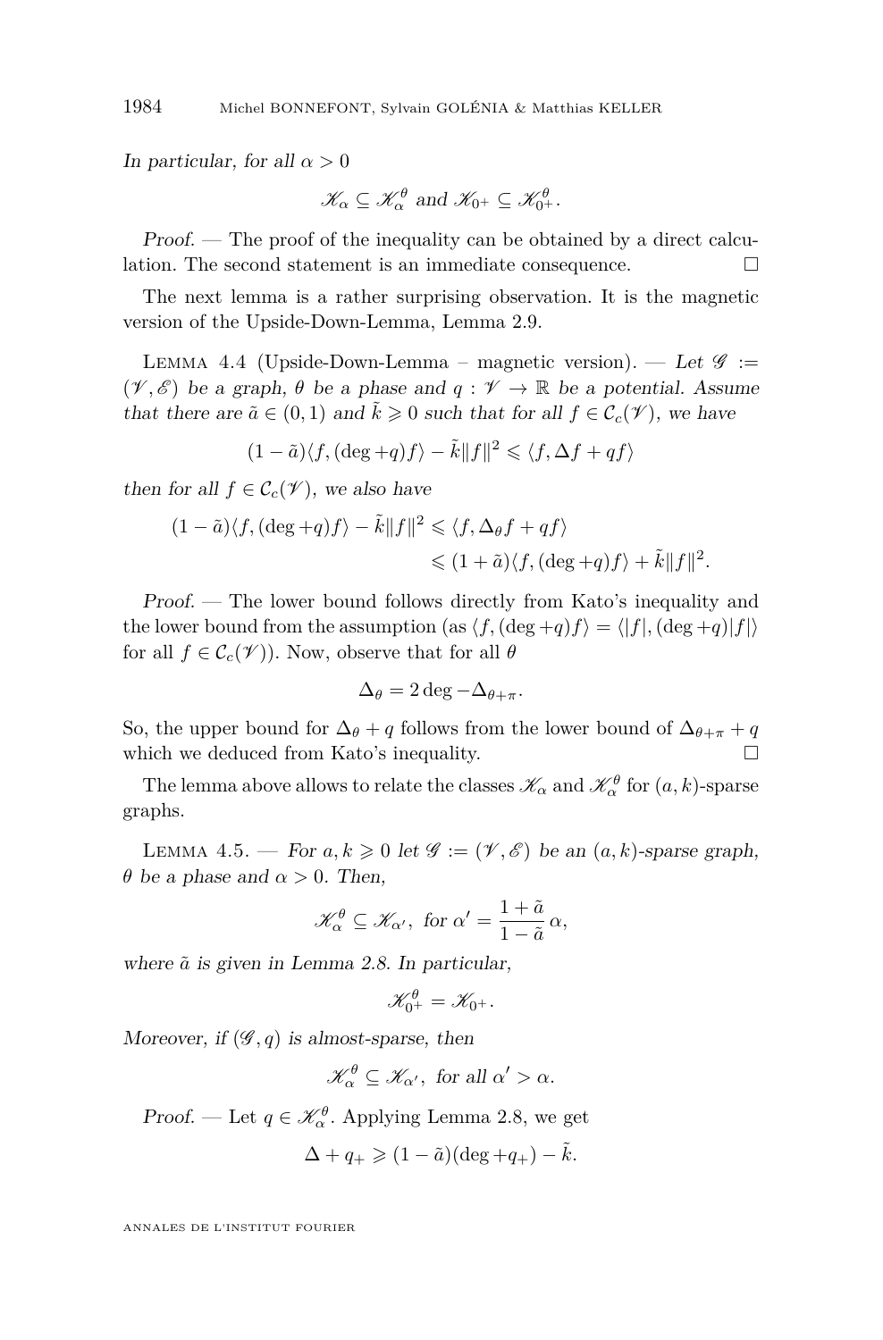*In particular, for all $\alpha > 0$*

$$\mathscr{K}_\alpha \subseteq \mathscr{K}_\alpha^\theta \text{ and } \mathscr{K}_{0^+} \subseteq \mathscr{K}_{0^+}^\theta.$$

*Proof.* — The proof of the inequality can be obtained by a direct calculation. The second statement is an immediate consequence. □

The next lemma is a rather surprising observation. It is the magnetic version of the Upside-Down-Lemma, Lemma 2.9.

Lemma 4.4 (Upside-Down-Lemma – magnetic version). — *Let $\mathscr{G} := (\mathscr{V}, \mathscr{E})$ be a graph, $\theta$ be a phase and $q : \mathscr{V} \to \mathbb{R}$ be a potential. Assume that there are $\tilde{a} \in (0,1)$ and $\tilde{k} \geqslant 0$ such that for all $f \in \mathcal{C}_c(\mathscr{V})$, we have*

$$(1-\tilde{a})\langle f, (\deg + q) f\rangle - \tilde{k}\|f\|^2 \leqslant \langle f, \Delta f + qf\rangle$$

*then for all $f \in \mathcal{C}_c(\mathscr{V})$, we also have*

$$\begin{aligned}(1-\tilde{a})\langle f, (\deg + q) f\rangle - \tilde{k}\|f\|^2 &\leqslant \langle f, \Delta_\theta f + qf\rangle \\ &\leqslant (1+\tilde{a})\langle f, (\deg + q) f\rangle + \tilde{k}\|f\|^2.\end{aligned}$$

*Proof.* — The lower bound follows directly from Kato's inequality and the lower bound from the assumption (as $\langle f, (\deg + q) f\rangle = \langle |f|, (\deg + q)|f|\rangle$ for all $f \in \mathcal{C}_c(\mathscr{V})$). Now, observe that for all $\theta$

$$\Delta_\theta = 2\deg - \Delta_{\theta+\pi}.$$

So, the upper bound for $\Delta_\theta + q$ follows from the lower bound of $\Delta_{\theta+\pi} + q$ which we deduced from Kato's inequality. □

The lemma above allows to relate the classes $\mathscr{K}_\alpha$ and $\mathscr{K}_\alpha^\theta$ for $(a,k)$-sparse graphs.

Lemma 4.5. — *For $a, k \geqslant 0$ let $\mathscr{G} := (\mathscr{V}, \mathscr{E})$ be an $(a,k)$-sparse graph, $\theta$ be a phase and $\alpha > 0$. Then,*

$$\mathscr{K}_\alpha^\theta \subseteq \mathscr{K}_{\alpha'}, \text{ for } \alpha' = \frac{1+\tilde{a}}{1-\tilde{a}}\,\alpha,$$

*where $\tilde{a}$ is given in Lemma 2.8. In particular,*

$$\mathscr{K}_{0^+}^\theta = \mathscr{K}_{0^+}.$$

*Moreover, if $(\mathscr{G}, q)$ is almost-sparse, then*

$$\mathscr{K}_\alpha^\theta \subseteq \mathscr{K}_{\alpha'}, \text{ for all } \alpha' > \alpha.$$

*Proof.* — Let $q \in \mathscr{K}_\alpha^\theta$. Applying Lemma 2.8, we get

$$\Delta + q_+ \geqslant (1-\tilde{a})(\deg + q_+) - \tilde{k}.$$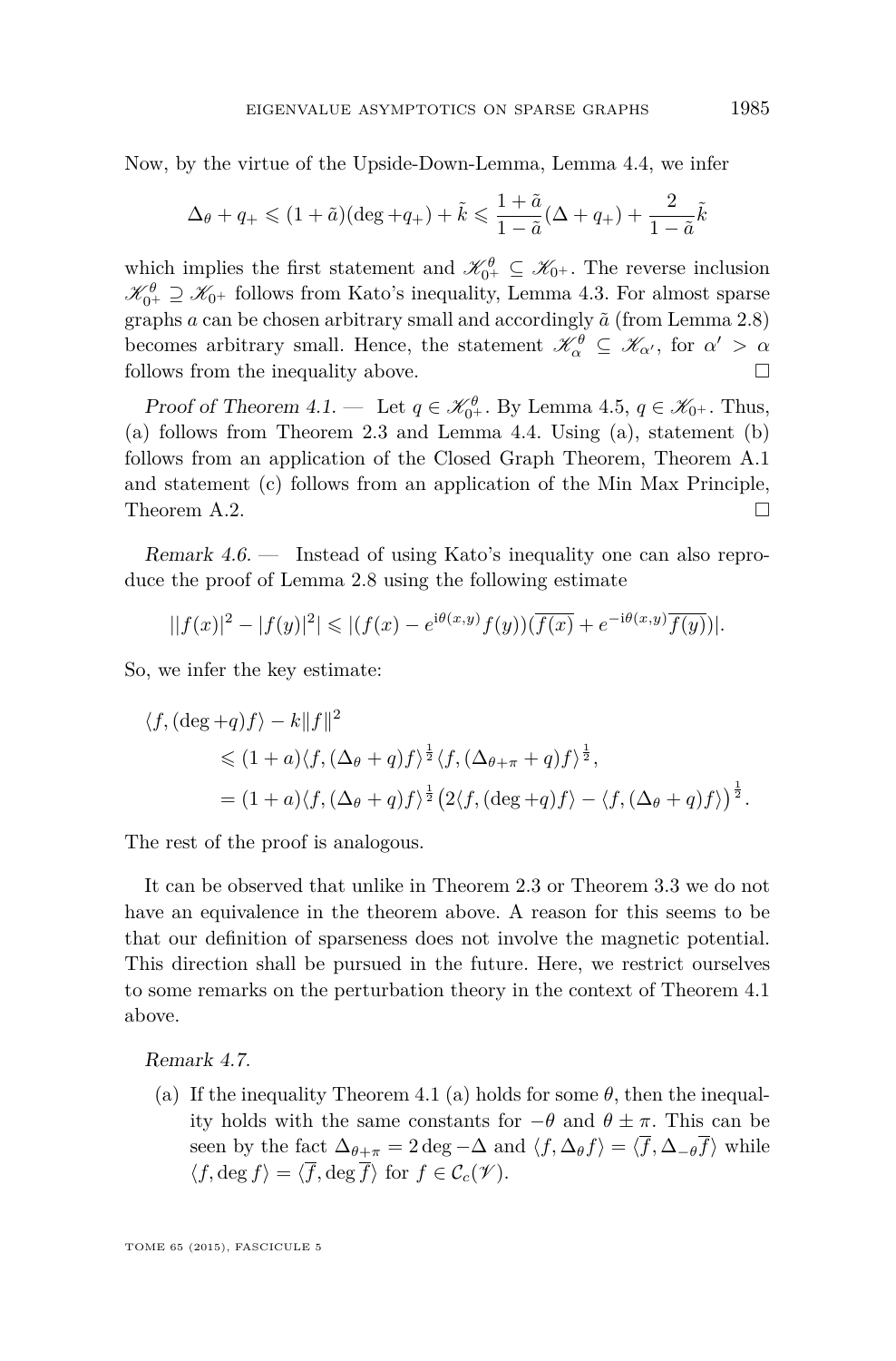Now, by the virtue of the Upside-Down-Lemma, Lemma 4.4, we infer

$$\Delta_\theta + q_+ \leqslant (1+\tilde{a})(\deg + q_+) + \tilde{k} \leqslant \frac{1+\tilde{a}}{1-\tilde{a}}(\Delta + q_+) + \frac{2}{1-\tilde{a}}\tilde{k}$$

which implies the first statement and $\mathscr{K}_{0^+}^\theta \subseteq \mathscr{K}_{0^+}$. The reverse inclusion $\mathscr{K}_{0^+}^\theta \supseteq \mathscr{K}_{0^+}$ follows from Kato's inequality, Lemma 4.3. For almost sparse graphs $a$ can be chosen arbitrary small and accordingly $\tilde{a}$ (from Lemma 2.8) becomes arbitrary small. Hence, the statement $\mathscr{K}_\alpha^\theta \subseteq \mathscr{K}_{\alpha'}$, for $\alpha' > \alpha$ follows from the inequality above. $\square$

*Proof of Theorem 4.1.* — Let $q \in \mathscr{K}_{0^+}^\theta$. By Lemma 4.5, $q \in \mathscr{K}_{0^+}$. Thus, (a) follows from Theorem 2.3 and Lemma 4.4. Using (a), statement (b) follows from an application of the Closed Graph Theorem, Theorem A.1 and statement (c) follows from an application of the Min Max Principle, Theorem A.2. $\square$

*Remark 4.6.* — Instead of using Kato's inequality one can also reproduce the proof of Lemma 2.8 using the following estimate

$$||f(x)|^2 - |f(y)|^2| \leqslant |(f(x) - e^{\mathrm{i}\theta(x,y)}f(y))(\overline{f(x)} + e^{-\mathrm{i}\theta(x,y)}\overline{f(y)})|.$$

So, we infer the key estimate:

$$\begin{aligned}
&\langle f, (\deg + q)f\rangle - k\|f\|^2 \\
&\qquad \leqslant (1+a)\langle f, (\Delta_\theta + q)f\rangle^{\frac{1}{2}} \langle f, (\Delta_{\theta+\pi} + q)f\rangle^{\frac{1}{2}}, \\
&\qquad = (1+a)\langle f, (\Delta_\theta + q)f\rangle^{\frac{1}{2}} \big(2\langle f, (\deg + q)f\rangle - \langle f, (\Delta_\theta + q)f\rangle\big)^{\frac{1}{2}}.
\end{aligned}$$

The rest of the proof is analogous.

It can be observed that unlike in Theorem 2.3 or Theorem 3.3 we do not have an equivalence in the theorem above. A reason for this seems to be that our definition of sparseness does not involve the magnetic potential. This direction shall be pursued in the future. Here, we restrict ourselves to some remarks on the perturbation theory in the context of Theorem 4.1 above.

*Remark 4.7.*

(a) If the inequality Theorem 4.1 (a) holds for some $\theta$, then the inequality holds with the same constants for $-\theta$ and $\theta \pm \pi$. This can be seen by the fact $\Delta_{\theta+\pi} = 2\deg - \Delta$ and $\langle f, \Delta_\theta f\rangle = \langle \overline{f}, \Delta_{-\theta}\overline{f}\rangle$ while $\langle f, \deg f\rangle = \langle \overline{f}, \deg \overline{f}\rangle$ for $f \in \mathcal{C}_c(\mathscr{V})$.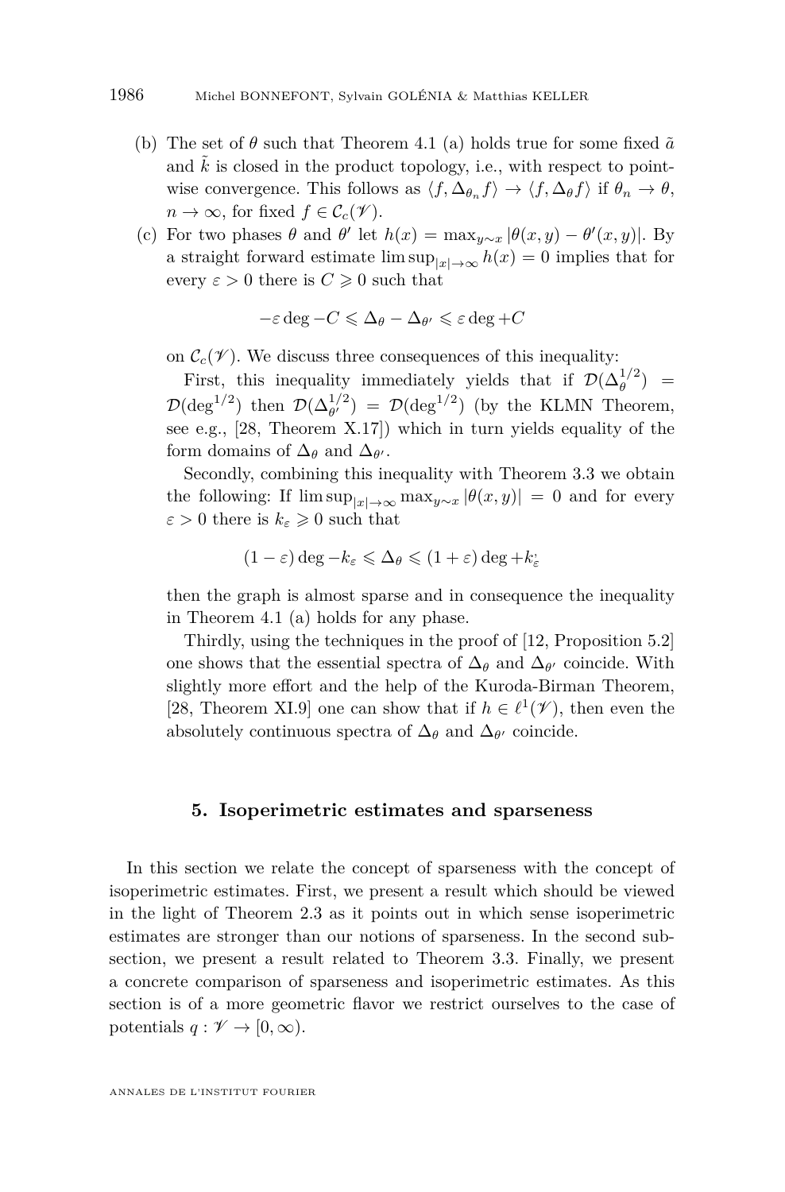(b) The set of $\theta$ such that Theorem 4.1 (a) holds true for some fixed $\tilde{a}$ and $\tilde{k}$ is closed in the product topology, i.e., with respect to pointwise convergence. This follows as $\langle f, \Delta_{\theta_n} f\rangle \to \langle f, \Delta_\theta f\rangle$ if $\theta_n \to \theta$, $n \to \infty$, for fixed $f \in \mathcal{C}_c(\mathscr{V})$.

(c) For two phases $\theta$ and $\theta'$ let $h(x) = \max_{y\sim x} |\theta(x,y) - \theta'(x,y)|$. By a straight forward estimate $\limsup_{|x|\to\infty} h(x) = 0$ implies that for every $\varepsilon > 0$ there is $C \geqslant 0$ such that

$$-\varepsilon \deg - C \leqslant \Delta_\theta - \Delta_{\theta'} \leqslant \varepsilon \deg + C$$

on $\mathcal{C}_c(\mathscr{V})$. We discuss three consequences of this inequality:

First, this inequality immediately yields that if $\mathcal{D}(\Delta_\theta^{1/2}) = \mathcal{D}(\deg^{1/2})$ then $\mathcal{D}(\Delta_{\theta'}^{1/2}) = \mathcal{D}(\deg^{1/2})$ (by the KLMN Theorem, see e.g., [28, Theorem X.17]) which in turn yields equality of the form domains of $\Delta_\theta$ and $\Delta_{\theta'}$.

Secondly, combining this inequality with Theorem 3.3 we obtain the following: If $\limsup_{|x|\to\infty} \max_{y\sim x} |\theta(x,y)| = 0$ and for every $\varepsilon > 0$ there is $k_\varepsilon \geqslant 0$ such that

$$(1-\varepsilon)\deg - k_\varepsilon \leqslant \Delta_\theta \leqslant (1+\varepsilon)\deg + k_\varepsilon$$

then the graph is almost sparse and in consequence the inequality in Theorem 4.1 (a) holds for any phase.

Thirdly, using the techniques in the proof of [12, Proposition 5.2] one shows that the essential spectra of $\Delta_\theta$ and $\Delta_{\theta'}$ coincide. With slightly more effort and the help of the Kuroda-Birman Theorem, [28, Theorem XI.9] one can show that if $h \in \ell^1(\mathscr{V})$, then even the absolutely continuous spectra of $\Delta_\theta$ and $\Delta_{\theta'}$ coincide.

## 5. Isoperimetric estimates and sparseness

In this section we relate the concept of sparseness with the concept of isoperimetric estimates. First, we present a result which should be viewed in the light of Theorem 2.3 as it points out in which sense isoperimetric estimates are stronger than our notions of sparseness. In the second subsection, we present a result related to Theorem 3.3. Finally, we present a concrete comparison of sparseness and isoperimetric estimates. As this section is of a more geometric flavor we restrict ourselves to the case of potentials $q : \mathscr{V} \to [0, \infty)$.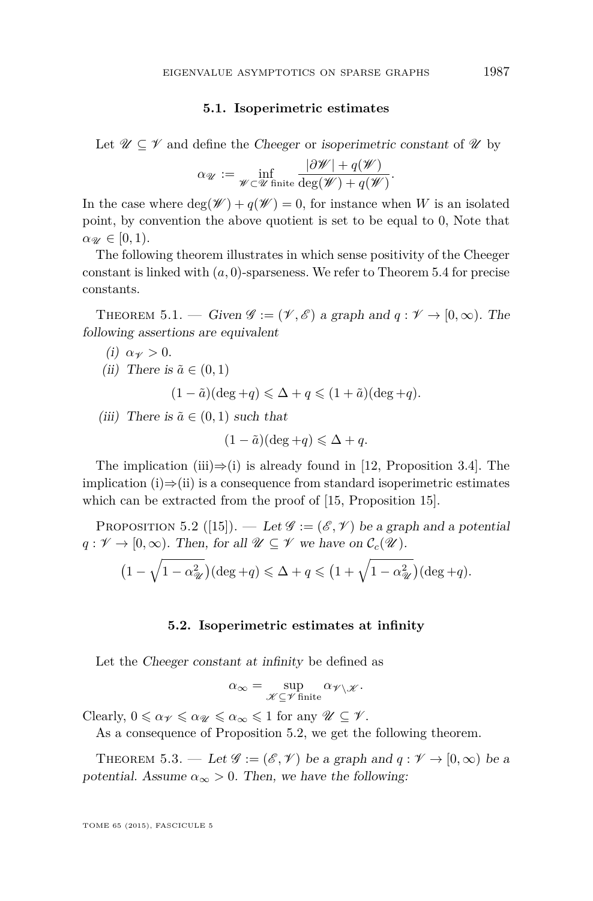### 5.1. Isoperimetric estimates

Let $\mathscr{U} \subseteq \mathscr{V}$ and define the *Cheeger* or *isoperimetric constant* of $\mathscr{U}$ by

$$\alpha_{\mathscr{U}} := \inf_{\mathscr{W} \subset \mathscr{U} \text{ finite}} \frac{|\partial \mathscr{W}| + q(\mathscr{W})}{\deg(\mathscr{W}) + q(\mathscr{W})}.$$

In the case where $\deg(\mathscr{W}) + q(\mathscr{W}) = 0$, for instance when $W$ is an isolated point, by convention the above quotient is set to be equal to 0, Note that $\alpha_{\mathscr{U}} \in [0, 1)$.

The following theorem illustrates in which sense positivity of the Cheeger constant is linked with $(a, 0)$-sparseness. We refer to Theorem 5.4 for precise constants.

Theorem 5.1. — *Given $\mathscr{G} := (\mathscr{V}, \mathscr{E})$ a graph and $q : \mathscr{V} \to [0, \infty)$. The following assertions are equivalent*

(i) $\alpha_{\mathscr{V}} > 0$.

(ii) *There is $\tilde{a} \in (0, 1)$*

$$(1 - \tilde{a})(\deg + q) \leqslant \Delta + q \leqslant (1 + \tilde{a})(\deg + q).$$

(iii) *There is $\tilde{a} \in (0, 1)$ such that*

$$(1 - \tilde{a})(\deg + q) \leqslant \Delta + q.$$

The implication (iii)⇒(i) is already found in [12, Proposition 3.4]. The implication (i)⇒(ii) is a consequence from standard isoperimetric estimates which can be extracted from the proof of [15, Proposition 15].

Proposition 5.2 ([15]). — *Let $\mathscr{G} := (\mathscr{E}, \mathscr{V})$ be a graph and a potential $q : \mathscr{V} \to [0, \infty)$. Then, for all $\mathscr{U} \subseteq \mathscr{V}$ we have on $\mathcal{C}_c(\mathscr{U})$.*

$$\big(1 - \sqrt{1 - \alpha_{\mathscr{U}}^2}\big)(\deg + q) \leqslant \Delta + q \leqslant \big(1 + \sqrt{1 - \alpha_{\mathscr{U}}^2}\big)(\deg + q).$$

### 5.2. Isoperimetric estimates at infinity

Let the *Cheeger constant at infinity* be defined as

$$\alpha_{\infty} = \sup_{\mathscr{K} \subseteq \mathscr{V} \text{ finite}} \alpha_{\mathscr{V} \setminus \mathscr{K}}.$$

Clearly, $0 \leqslant \alpha_{\mathscr{V}} \leqslant \alpha_{\mathscr{U}} \leqslant \alpha_{\infty} \leqslant 1$ for any $\mathscr{U} \subseteq \mathscr{V}$.

As a consequence of Proposition 5.2, we get the following theorem.

Theorem 5.3. — *Let $\mathscr{G} := (\mathscr{E}, \mathscr{V})$ be a graph and $q : \mathscr{V} \to [0, \infty)$ be a potential. Assume $\alpha_{\infty} > 0$. Then, we have the following:*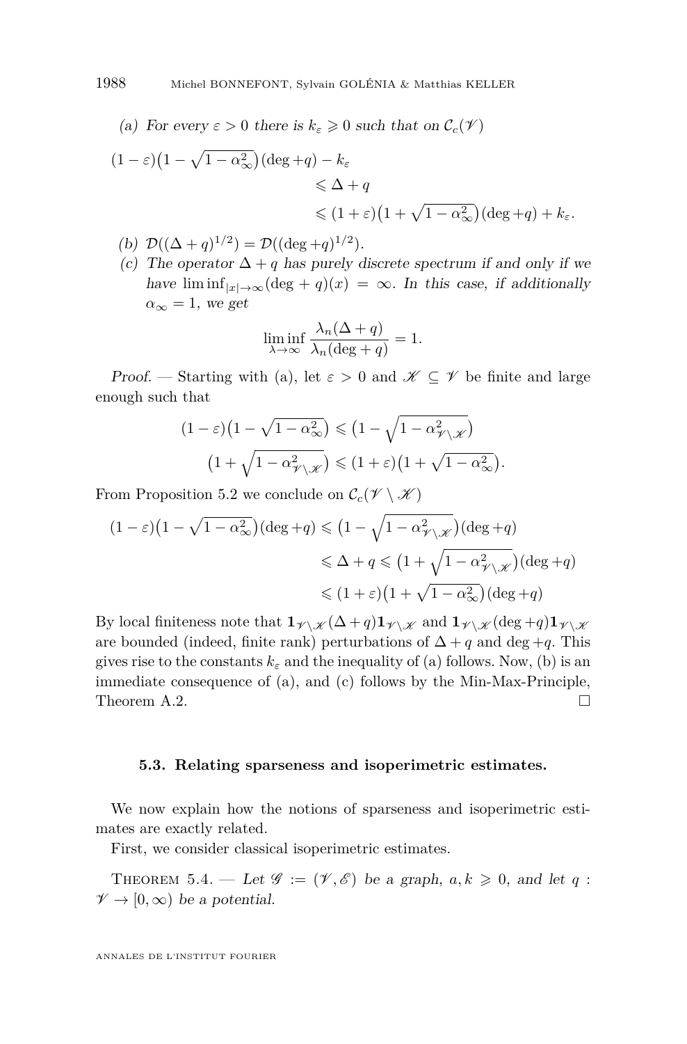(a) *For every* $\varepsilon > 0$ *there is* $k_\varepsilon \geqslant 0$ *such that on* $\mathcal{C}_c(\mathscr{V})$

$$
\begin{aligned}
(1-\varepsilon)\big(1-\sqrt{1-\alpha_\infty^2}\big)(\deg + q) - k_\varepsilon& \\
&\leqslant \Delta + q \\
&\leqslant (1+\varepsilon)\big(1+\sqrt{1-\alpha_\infty^2}\big)(\deg + q) + k_\varepsilon.
\end{aligned}
$$

(b) $\mathcal{D}((\Delta+q)^{1/2}) = \mathcal{D}((\deg + q)^{1/2})$.

(c) *The operator* $\Delta + q$ *has purely discrete spectrum if and only if we have* $\liminf_{|x|\to\infty}(\deg + q)(x) = \infty$. *In this case, if additionally* $\alpha_\infty = 1$, *we get*

$$
\liminf_{\lambda\to\infty} \frac{\lambda_n(\Delta+q)}{\lambda_n(\deg + q)} = 1.
$$

*Proof.* — Starting with (a), let $\varepsilon > 0$ and $\mathscr{K} \subseteq \mathscr{V}$ be finite and large enough such that

$$
\begin{aligned}
(1-\varepsilon)\big(1-\sqrt{1-\alpha_\infty^2}\big) &\leqslant \big(1-\sqrt{1-\alpha_{\mathscr{V}\setminus\mathscr{K}}^2}\big) \\
\big(1+\sqrt{1-\alpha_{\mathscr{V}\setminus\mathscr{K}}^2}\big) &\leqslant (1+\varepsilon)\big(1+\sqrt{1-\alpha_\infty^2}\big).
\end{aligned}
$$

From Proposition 5.2 we conclude on $\mathcal{C}_c(\mathscr{V}\setminus\mathscr{K})$

$$
\begin{aligned}
(1-\varepsilon)\big(1-\sqrt{1-\alpha_\infty^2}\big)(\deg + q) &\leqslant \big(1-\sqrt{1-\alpha_{\mathscr{V}\setminus\mathscr{K}}^2}\big)(\deg + q) \\
&\leqslant \Delta + q \leqslant \big(1+\sqrt{1-\alpha_{\mathscr{V}\setminus\mathscr{K}}^2}\big)(\deg + q) \\
&\leqslant (1+\varepsilon)\big(1+\sqrt{1-\alpha_\infty^2}\big)(\deg + q)
\end{aligned}
$$

By local finiteness note that $\mathbf{1}_{\mathscr{V}\setminus\mathscr{K}}(\Delta+q)\mathbf{1}_{\mathscr{V}\setminus\mathscr{K}}$ and $\mathbf{1}_{\mathscr{V}\setminus\mathscr{K}}(\deg + q)\mathbf{1}_{\mathscr{V}\setminus\mathscr{K}}$ are bounded (indeed, finite rank) perturbations of $\Delta + q$ and $\deg + q$. This gives rise to the constants $k_\varepsilon$ and the inequality of (a) follows. Now, (b) is an immediate consequence of (a), and (c) follows by the Min-Max-Principle, Theorem A.2. $\square$

### 5.3. Relating sparseness and isoperimetric estimates.

We now explain how the notions of sparseness and isoperimetric estimates are exactly related.

First, we consider classical isoperimetric estimates.

Theorem 5.4. — *Let* $\mathscr{G} := (\mathscr{V}, \mathscr{E})$ *be a graph,* $a, k \geqslant 0$, *and let* $q : \mathscr{V} \to [0, \infty)$ *be a potential.*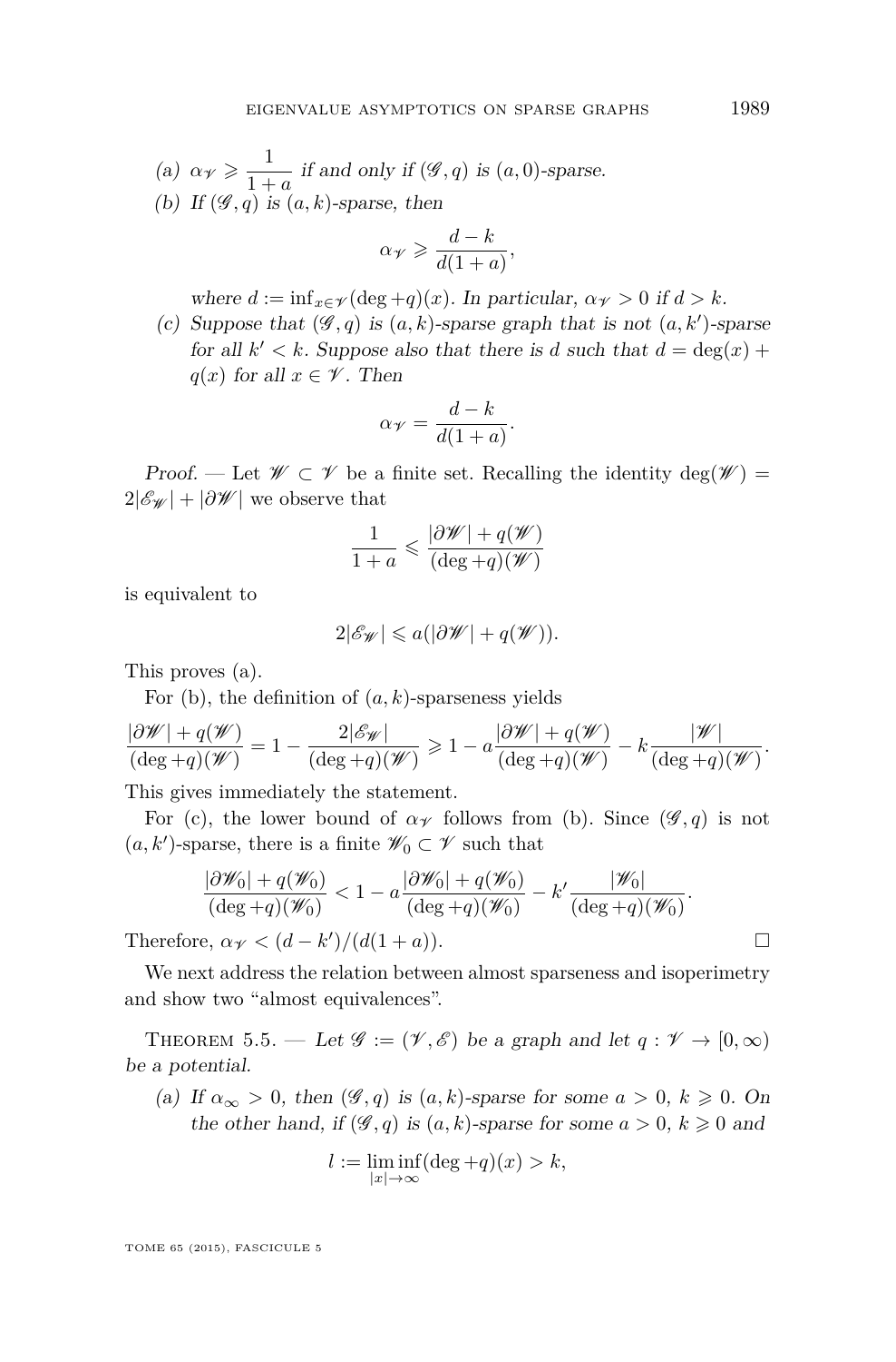(a) $\alpha_{\mathscr{V}} \geqslant \dfrac{1}{1+a}$ *if and only if* $(\mathscr{G}, q)$ *is* $(a,0)$*-sparse.*

(b) *If* $(\mathscr{G}, q)$ *is* $(a,k)$*-sparse, then*

$$\alpha_{\mathscr{V}} \geqslant \frac{d-k}{d(1+a)},$$

*where* $d := \inf_{x\in\mathscr{V}}(\deg + q)(x)$*. In particular,* $\alpha_{\mathscr{V}} > 0$ *if* $d > k$*.*

(c) *Suppose that* $(\mathscr{G}, q)$ *is* $(a,k)$*-sparse graph that is not* $(a,k')$*-sparse for all* $k' < k$*. Suppose also that there is* $d$ *such that* $d = \deg(x) + q(x)$ *for all* $x \in \mathscr{V}$*. Then*

$$\alpha_{\mathscr{V}} = \frac{d-k}{d(1+a)}.$$

*Proof.* — Let $\mathscr{W} \subset \mathscr{V}$ be a finite set. Recalling the identity $\deg(\mathscr{W}) = 2|\mathscr{E}_{\mathscr{W}}| + |\partial\mathscr{W}|$ we observe that

$$\frac{1}{1+a} \leqslant \frac{|\partial\mathscr{W}| + q(\mathscr{W})}{(\deg + q)(\mathscr{W})}$$

is equivalent to

$$2|\mathscr{E}_{\mathscr{W}}| \leqslant a(|\partial\mathscr{W}| + q(\mathscr{W})).$$

This proves (a).

For (b), the definition of $(a,k)$-sparseness yields

$$\frac{|\partial\mathscr{W}| + q(\mathscr{W})}{(\deg + q)(\mathscr{W})} = 1 - \frac{2|\mathscr{E}_{\mathscr{W}}|}{(\deg + q)(\mathscr{W})} \geqslant 1 - a\frac{|\partial\mathscr{W}| + q(\mathscr{W})}{(\deg + q)(\mathscr{W})} - k\frac{|\mathscr{W}|}{(\deg + q)(\mathscr{W})}.$$

This gives immediately the statement.

For (c), the lower bound of $\alpha_{\mathscr{V}}$ follows from (b). Since $(\mathscr{G}, q)$ is not $(a,k')$-sparse, there is a finite $\mathscr{W}_0 \subset \mathscr{V}$ such that

$$\frac{|\partial\mathscr{W}_0| + q(\mathscr{W}_0)}{(\deg + q)(\mathscr{W}_0)} < 1 - a\frac{|\partial\mathscr{W}_0| + q(\mathscr{W}_0)}{(\deg + q)(\mathscr{W}_0)} - k'\frac{|\mathscr{W}_0|}{(\deg + q)(\mathscr{W}_0)}.$$

Therefore, $\alpha_{\mathscr{V}} < (d-k')/(d(1+a))$. □

We next address the relation between almost sparseness and isoperimetry and show two "almost equivalences".

Theorem 5.5. — *Let* $\mathscr{G} := (\mathscr{V}, \mathscr{E})$ *be a graph and let* $q : \mathscr{V} \to [0,\infty)$ *be a potential.*

(a) *If* $\alpha_\infty > 0$*, then* $(\mathscr{G}, q)$ *is* $(a,k)$*-sparse for some* $a > 0$*,* $k \geqslant 0$*. On the other hand, if* $(\mathscr{G}, q)$ *is* $(a,k)$*-sparse for some* $a > 0$*,* $k \geqslant 0$ *and*

$$l := \liminf_{|x|\to\infty}(\deg + q)(x) > k,$$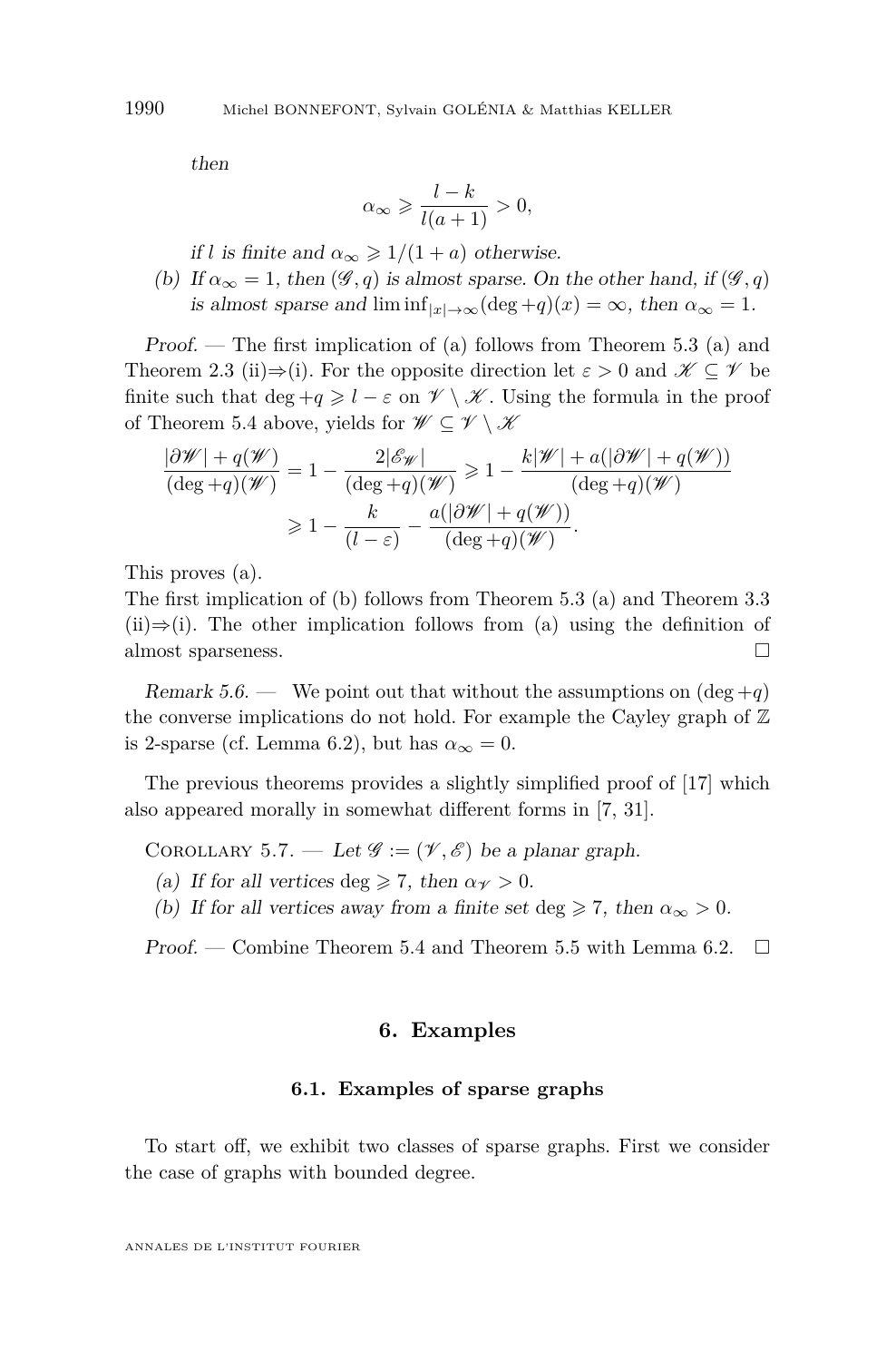*then*

$$\alpha_\infty \geqslant \frac{l-k}{l(a+1)} > 0,$$

*if $l$ is finite and $\alpha_\infty \geqslant 1/(1+a)$ otherwise.*

(b) *If $\alpha_\infty = 1$, then $(\mathscr{G}, q)$ is almost sparse. On the other hand, if $(\mathscr{G}, q)$ is almost sparse and $\liminf_{|x|\to\infty}(\deg + q)(x) = \infty$, then $\alpha_\infty = 1$.*

*Proof.* — The first implication of (a) follows from Theorem 5.3 (a) and Theorem 2.3 (ii)⇒(i). For the opposite direction let $\varepsilon > 0$ and $\mathscr{K} \subseteq \mathscr{V}$ be finite such that $\deg + q \geqslant l - \varepsilon$ on $\mathscr{V} \setminus \mathscr{K}$. Using the formula in the proof of Theorem 5.4 above, yields for $\mathscr{W} \subseteq \mathscr{V} \setminus \mathscr{K}$

$$\begin{aligned}\frac{|\partial \mathscr{W}| + q(\mathscr{W})}{(\deg + q)(\mathscr{W})} &= 1 - \frac{2|\mathscr{E}_{\mathscr{W}}|}{(\deg + q)(\mathscr{W})} \geqslant 1 - \frac{k|\mathscr{W}| + a(|\partial \mathscr{W}| + q(\mathscr{W}))}{(\deg + q)(\mathscr{W})} \\ &\geqslant 1 - \frac{k}{(l-\varepsilon)} - \frac{a(|\partial \mathscr{W}| + q(\mathscr{W}))}{(\deg + q)(\mathscr{W})}.\end{aligned}$$

This proves (a).

The first implication of (b) follows from Theorem 5.3 (a) and Theorem 3.3 (ii)⇒(i). The other implication follows from (a) using the definition of almost sparseness. □

*Remark 5.6.* — We point out that without the assumptions on $(\deg + q)$ the converse implications do not hold. For example the Cayley graph of $\mathbb{Z}$ is 2-sparse (cf. Lemma 6.2), but has $\alpha_\infty = 0$.

The previous theorems provides a slightly simplified proof of [17] which also appeared morally in somewhat different forms in [7, 31].

Corollary 5.7. — *Let $\mathscr{G} := (\mathscr{V}, \mathscr{E})$ be a planar graph.*

(a) *If for all vertices $\deg \geqslant 7$, then $\alpha_{\mathscr{V}} > 0$.*

(b) *If for all vertices away from a finite set $\deg \geqslant 7$, then $\alpha_\infty > 0$.*

*Proof.* — Combine Theorem 5.4 and Theorem 5.5 with Lemma 6.2. □

## 6. Examples

### 6.1. Examples of sparse graphs

To start off, we exhibit two classes of sparse graphs. First we consider the case of graphs with bounded degree.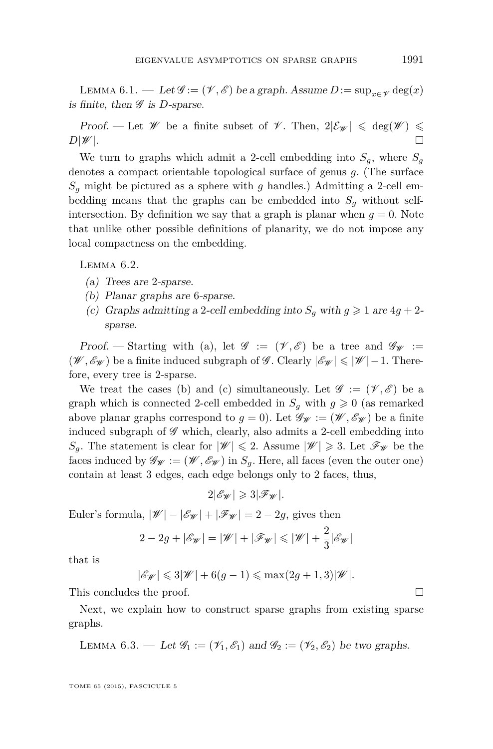Lemma 6.1. — *Let $\mathscr{G} := (\mathscr{V}, \mathscr{E})$ be a graph. Assume $D := \sup_{x\in\mathscr{V}} \deg(x)$ is finite, then $\mathscr{G}$ is $D$-sparse.*

*Proof.* — Let $\mathscr{W}$ be a finite subset of $\mathscr{V}$. Then, $2|\mathcal{E}_{\mathscr{W}}| \leqslant \deg(\mathscr{W}) \leqslant D|\mathscr{W}|$. □

We turn to graphs which admit a 2-cell embedding into $S_g$, where $S_g$ denotes a compact orientable topological surface of genus $g$. (The surface $S_g$ might be pictured as a sphere with $g$ handles.) Admitting a 2-cell embedding means that the graphs can be embedded into $S_g$ without self-intersection. By definition we say that a graph is planar when $g = 0$. Note that unlike other possible definitions of planarity, we do not impose any local compactness on the embedding.

Lemma 6.2.

- (a) *Trees are 2-sparse.*
- (b) *Planar graphs are 6-sparse.*
- (c) *Graphs admitting a 2-cell embedding into $S_g$ with $g \geqslant 1$ are $4g+2$-sparse.*

*Proof.* — Starting with (a), let $\mathscr{G} := (\mathscr{V}, \mathscr{E})$ be a tree and $\mathscr{G}_{\mathscr{W}} := (\mathscr{W}, \mathscr{E}_{\mathscr{W}})$ be a finite induced subgraph of $\mathscr{G}$. Clearly $|\mathscr{E}_{\mathscr{W}}| \leqslant |\mathscr{W}| - 1$. Therefore, every tree is 2-sparse.

We treat the cases (b) and (c) simultaneously. Let $\mathscr{G} := (\mathscr{V}, \mathscr{E})$ be a graph which is connected 2-cell embedded in $S_g$ with $g \geqslant 0$ (as remarked above planar graphs correspond to $g = 0$). Let $\mathscr{G}_{\mathscr{W}} := (\mathscr{W}, \mathscr{E}_{\mathscr{W}})$ be a finite induced subgraph of $\mathscr{G}$ which, clearly, also admits a 2-cell embedding into $S_g$. The statement is clear for $|\mathscr{W}| \leqslant 2$. Assume $|\mathscr{W}| \geqslant 3$. Let $\mathscr{F}_{\mathscr{W}}$ be the faces induced by $\mathscr{G}_{\mathscr{W}} := (\mathscr{W}, \mathscr{E}_{\mathscr{W}})$ in $S_g$. Here, all faces (even the outer one) contain at least 3 edges, each edge belongs only to 2 faces, thus,

$$2|\mathscr{E}_{\mathscr{W}}| \geqslant 3|\mathscr{F}_{\mathscr{W}}|.$$

Euler's formula, $|\mathscr{W}| - |\mathscr{E}_{\mathscr{W}}| + |\mathscr{F}_{\mathscr{W}}| = 2 - 2g$, gives then

$$2 - 2g + |\mathscr{E}_{\mathscr{W}}| = |\mathscr{W}| + |\mathscr{F}_{\mathscr{W}}| \leqslant |\mathscr{W}| + \frac{2}{3}|\mathscr{E}_{\mathscr{W}}|$$

that is

$$|\mathscr{E}_{\mathscr{W}}| \leqslant 3|\mathscr{W}| + 6(g-1) \leqslant \max(2g+1, 3)|\mathscr{W}|.$$

This concludes the proof. □

Next, we explain how to construct sparse graphs from existing sparse graphs.

Lemma 6.3. — *Let $\mathscr{G}_1 := (\mathscr{V}_1, \mathscr{E}_1)$ and $\mathscr{G}_2 := (\mathscr{V}_2, \mathscr{E}_2)$ be two graphs.*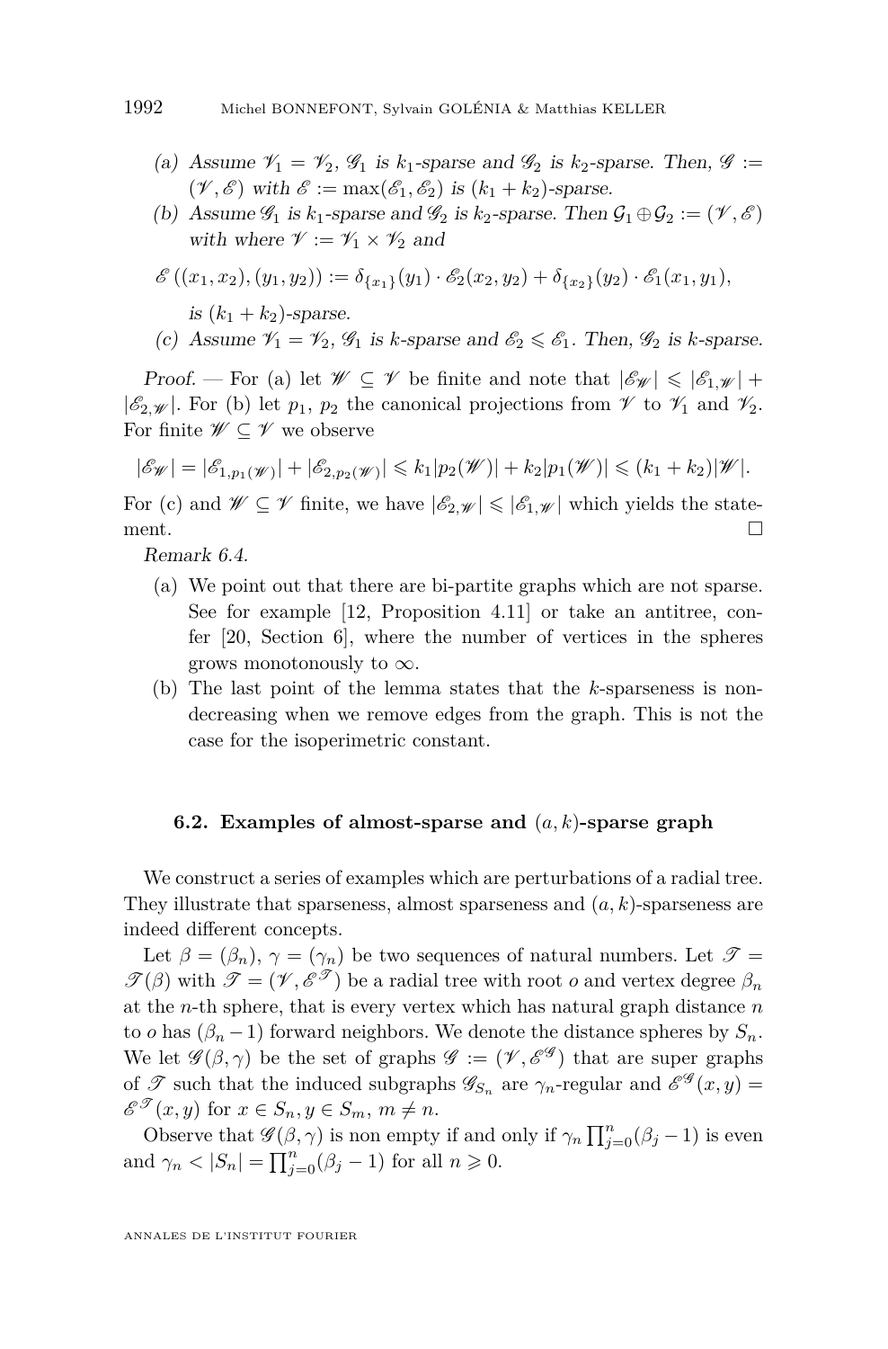(a) *Assume $\mathscr{V}_1 = \mathscr{V}_2$, $\mathscr{G}_1$ is $k_1$-sparse and $\mathscr{G}_2$ is $k_2$-sparse. Then, $\mathscr{G} := (\mathscr{V}, \mathscr{E})$ with $\mathscr{E} := \max(\mathscr{E}_1, \mathscr{E}_2)$ is $(k_1 + k_2)$-sparse.*

(b) *Assume $\mathscr{G}_1$ is $k_1$-sparse and $\mathscr{G}_2$ is $k_2$-sparse. Then $\mathcal{G}_1 \oplus \mathcal{G}_2 := (\mathscr{V}, \mathscr{E})$ with where $\mathscr{V} := \mathscr{V}_1 \times \mathscr{V}_2$ and*

$$\mathscr{E}\left((x_1, x_2), (y_1, y_2)\right) := \delta_{\{x_1\}}(y_1) \cdot \mathscr{E}_2(x_2, y_2) + \delta_{\{x_2\}}(y_2) \cdot \mathscr{E}_1(x_1, y_1),$$

*is $(k_1 + k_2)$-sparse.*

(c) *Assume $\mathscr{V}_1 = \mathscr{V}_2$, $\mathscr{G}_1$ is $k$-sparse and $\mathscr{E}_2 \leqslant \mathscr{E}_1$. Then, $\mathscr{G}_2$ is $k$-sparse.*

*Proof.* — For (a) let $\mathscr{W} \subseteq \mathscr{V}$ be finite and note that $|\mathscr{E}_{\mathscr{W}}| \leqslant |\mathscr{E}_{1,\mathscr{W}}| + |\mathscr{E}_{2,\mathscr{W}}|$. For (b) let $p_1$, $p_2$ the canonical projections from $\mathscr{V}$ to $\mathscr{V}_1$ and $\mathscr{V}_2$. For finite $\mathscr{W} \subseteq \mathscr{V}$ we observe

$$|\mathscr{E}_{\mathscr{W}}| = |\mathscr{E}_{1,p_1(\mathscr{W})}| + |\mathscr{E}_{2,p_2(\mathscr{W})}| \leqslant k_1|p_2(\mathscr{W})| + k_2|p_1(\mathscr{W})| \leqslant (k_1 + k_2)|\mathscr{W}|.$$

For (c) and $\mathscr{W} \subseteq \mathscr{V}$ finite, we have $|\mathscr{E}_{2,\mathscr{W}}| \leqslant |\mathscr{E}_{1,\mathscr{W}}|$ which yields the statement. □

*Remark 6.4.*

(a) We point out that there are bi-partite graphs which are not sparse. See for example [12, Proposition 4.11] or take an antitree, confer [20, Section 6], where the number of vertices in the spheres grows monotonously to $\infty$.

(b) The last point of the lemma states that the $k$-sparseness is non-decreasing when we remove edges from the graph. This is not the case for the isoperimetric constant.

### 6.2. Examples of almost-sparse and $(a, k)$-sparse graph

We construct a series of examples which are perturbations of a radial tree. They illustrate that sparseness, almost sparseness and $(a, k)$-sparseness are indeed different concepts.

Let $\beta = (\beta_n)$, $\gamma = (\gamma_n)$ be two sequences of natural numbers. Let $\mathscr{T} = \mathscr{T}(\beta)$ with $\mathscr{T} = (\mathscr{V}, \mathscr{E}^{\mathscr{T}})$ be a radial tree with root $o$ and vertex degree $\beta_n$ at the $n$-th sphere, that is every vertex which has natural graph distance $n$ to $o$ has $(\beta_n - 1)$ forward neighbors. We denote the distance spheres by $S_n$. We let $\mathscr{G}(\beta, \gamma)$ be the set of graphs $\mathscr{G} := (\mathscr{V}, \mathscr{E}^{\mathscr{G}})$ that are super graphs of $\mathscr{T}$ such that the induced subgraphs $\mathscr{G}_{S_n}$ are $\gamma_n$-regular and $\mathscr{E}^{\mathscr{G}}(x, y) = \mathscr{E}^{\mathscr{T}}(x, y)$ for $x \in S_n, y \in S_m$, $m \neq n$.

Observe that $\mathscr{G}(\beta, \gamma)$ is non empty if and only if $\gamma_n \prod_{j=0}^{n}(\beta_j - 1)$ is even and $\gamma_n < |S_n| = \prod_{j=0}^{n}(\beta_j - 1)$ for all $n \geqslant 0$.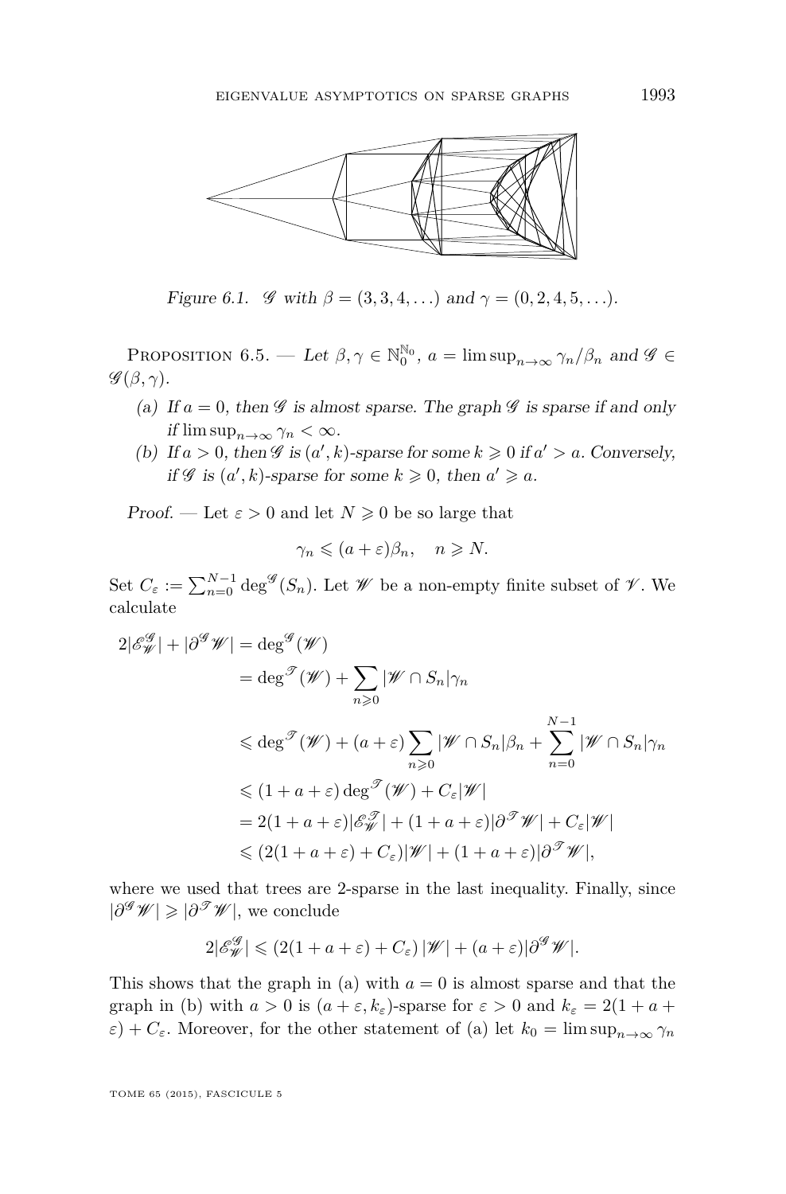Figure 6.1. $\mathscr{G}$ with $\beta = (3, 3, 4, \ldots)$ and $\gamma = (0, 2, 4, 5, \ldots)$.

Proposition 6.5. — *Let $\beta, \gamma \in \mathbb{N}_0^{\mathbb{N}_0}$, $a = \limsup_{n\to\infty} \gamma_n/\beta_n$ and $\mathscr{G} \in \mathscr{G}(\beta, \gamma)$.*

*(a) If $a = 0$, then $\mathscr{G}$ is almost sparse. The graph $\mathscr{G}$ is sparse if and only if $\limsup_{n\to\infty} \gamma_n < \infty$.*

*(b) If $a > 0$, then $\mathscr{G}$ is $(a', k)$-sparse for some $k \geqslant 0$ if $a' > a$. Conversely, if $\mathscr{G}$ is $(a', k)$-sparse for some $k \geqslant 0$, then $a' \geqslant a$.*

*Proof.* — Let $\varepsilon > 0$ and let $N \geqslant 0$ be so large that

$$\gamma_n \leqslant (a + \varepsilon)\beta_n, \quad n \geqslant N.$$

Set $C_\varepsilon := \sum_{n=0}^{N-1} \deg^{\mathscr{G}}(S_n)$. Let $\mathscr{W}$ be a non-empty finite subset of $\mathscr{V}$. We calculate

$$\begin{aligned}
2|\mathscr{E}^{\mathscr{G}}_{\mathscr{W}}| + |\partial^{\mathscr{G}} \mathscr{W}| &= \deg^{\mathscr{G}}(\mathscr{W}) \\
&= \deg^{\mathscr{T}}(\mathscr{W}) + \sum_{n\geqslant 0} |\mathscr{W} \cap S_n|\gamma_n \\
&\leqslant \deg^{\mathscr{T}}(\mathscr{W}) + (a+\varepsilon)\sum_{n\geqslant 0} |\mathscr{W} \cap S_n|\beta_n + \sum_{n=0}^{N-1} |\mathscr{W} \cap S_n|\gamma_n \\
&\leqslant (1 + a + \varepsilon)\deg^{\mathscr{T}}(\mathscr{W}) + C_\varepsilon|\mathscr{W}| \\
&= 2(1 + a + \varepsilon)|\mathscr{E}^{\mathscr{T}}_{\mathscr{W}}| + (1 + a + \varepsilon)|\partial^{\mathscr{T}} \mathscr{W}| + C_\varepsilon|\mathscr{W}| \\
&\leqslant (2(1 + a + \varepsilon) + C_\varepsilon)|\mathscr{W}| + (1 + a + \varepsilon)|\partial^{\mathscr{T}} \mathscr{W}|,
\end{aligned}$$

where we used that trees are 2-sparse in the last inequality. Finally, since $|\partial^{\mathscr{G}} \mathscr{W}| \geqslant |\partial^{\mathscr{T}} \mathscr{W}|$, we conclude

$$2|\mathscr{E}^{\mathscr{G}}_{\mathscr{W}}| \leqslant (2(1 + a + \varepsilon) + C_\varepsilon)|\mathscr{W}| + (a + \varepsilon)|\partial^{\mathscr{G}} \mathscr{W}|.$$

This shows that the graph in (a) with $a = 0$ is almost sparse and that the graph in (b) with $a > 0$ is $(a + \varepsilon, k_\varepsilon)$-sparse for $\varepsilon > 0$ and $k_\varepsilon = 2(1 + a + \varepsilon) + C_\varepsilon$. Moreover, for the other statement of (a) let $k_0 = \limsup_{n\to\infty} \gamma_n$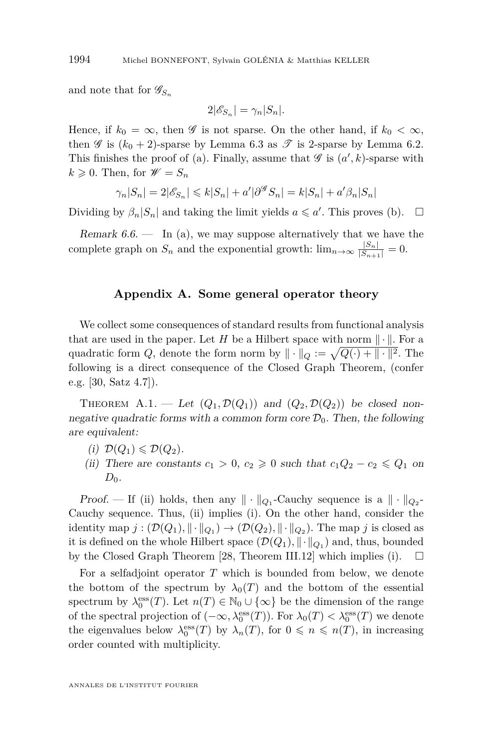and note that for $\mathscr{G}_{S_n}$

$$2|\mathscr{E}_{S_n}| = \gamma_n |S_n|.$$

Hence, if $k_0 = \infty$, then $\mathscr{G}$ is not sparse. On the other hand, if $k_0 < \infty$, then $\mathscr{G}$ is $(k_0 + 2)$-sparse by Lemma 6.3 as $\mathscr{T}$ is 2-sparse by Lemma 6.2. This finishes the proof of (a). Finally, assume that $\mathscr{G}$ is $(a', k)$-sparse with $k \geqslant 0$. Then, for $\mathscr{W} = S_n$

$$\gamma_n |S_n| = 2|\mathscr{E}_{S_n}| \leqslant k|S_n| + a'|\partial^{\mathscr{G}} S_n| = k|S_n| + a'\beta_n |S_n|$$

Dividing by $\beta_n |S_n|$ and taking the limit yields $a \leqslant a'$. This proves (b). $\square$

*Remark 6.6.* — In (a), we may suppose alternatively that we have the complete graph on $S_n$ and the exponential growth: $\lim_{n\to\infty} \frac{|S_n|}{|S_{n+1}|} = 0$.

## Appendix A. Some general operator theory

We collect some consequences of standard results from functional analysis that are used in the paper. Let $H$ be a Hilbert space with norm $\|\cdot\|$. For a quadratic form $Q$, denote the form norm by $\|\cdot\|_Q := \sqrt{Q(\cdot) + \|\cdot\|^2}$. The following is a direct consequence of the Closed Graph Theorem, (confer e.g. [30, Satz 4.7]).

THEOREM A.1. — *Let $(Q_1, \mathcal{D}(Q_1))$ and $(Q_2, \mathcal{D}(Q_2))$ be closed non-negative quadratic forms with a common form core $\mathcal{D}_0$. Then, the following are equivalent:*

*(i) $\mathcal{D}(Q_1) \leqslant \mathcal{D}(Q_2)$.*

*(ii) There are constants $c_1 > 0$, $c_2 \geqslant 0$ such that $c_1 Q_2 - c_2 \leqslant Q_1$ on $D_0$.*

*Proof.* — If (ii) holds, then any $\|\cdot\|_{Q_1}$-Cauchy sequence is a $\|\cdot\|_{Q_2}$-Cauchy sequence. Thus, (ii) implies (i). On the other hand, consider the identity map $j : (\mathcal{D}(Q_1), \|\cdot\|_{Q_1}) \to (\mathcal{D}(Q_2), \|\cdot\|_{Q_2})$. The map $j$ is closed as it is defined on the whole Hilbert space $(\mathcal{D}(Q_1), \|\cdot\|_{Q_1})$ and, thus, bounded by the Closed Graph Theorem [28, Theorem III.12] which implies (i). $\square$

For a selfadjoint operator $T$ which is bounded from below, we denote the bottom of the spectrum by $\lambda_0(T)$ and the bottom of the essential spectrum by $\lambda_0^{\mathrm{ess}}(T)$. Let $n(T) \in \mathbb{N}_0 \cup \{\infty\}$ be the dimension of the range of the spectral projection of $(-\infty, \lambda_0^{\mathrm{ess}}(T))$. For $\lambda_0(T) < \lambda_0^{\mathrm{ess}}(T)$ we denote the eigenvalues below $\lambda_0^{\mathrm{ess}}(T)$ by $\lambda_n(T)$, for $0 \leqslant n \leqslant n(T)$, in increasing order counted with multiplicity.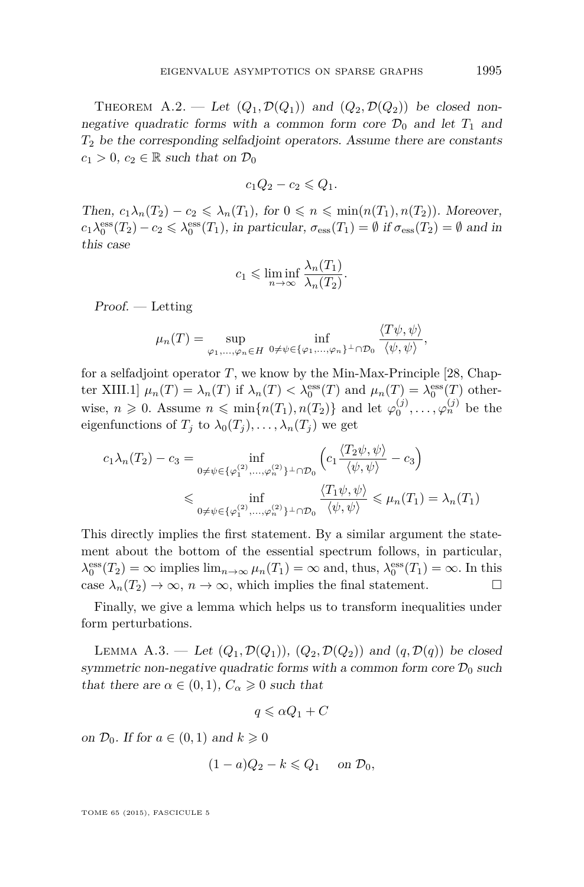*Theorem A.2.* — *Let $(Q_1, \mathcal{D}(Q_1))$ and $(Q_2, \mathcal{D}(Q_2))$ be closed non-negative quadratic forms with a common form core $\mathcal{D}_0$ and let $T_1$ and $T_2$ be the corresponding selfadjoint operators. Assume there are constants $c_1 > 0$, $c_2 \in \mathbb{R}$ such that on $\mathcal{D}_0$*

$$c_1 Q_2 - c_2 \leqslant Q_1.$$

*Then, $c_1 \lambda_n(T_2) - c_2 \leqslant \lambda_n(T_1)$, for $0 \leqslant n \leqslant \min(n(T_1), n(T_2))$. Moreover, $c_1 \lambda_0^{\mathrm{ess}}(T_2) - c_2 \leqslant \lambda_0^{\mathrm{ess}}(T_1)$, in particular, $\sigma_{\mathrm{ess}}(T_1) = \emptyset$ if $\sigma_{\mathrm{ess}}(T_2) = \emptyset$ and in this case*

$$c_1 \leqslant \liminf_{n \to \infty} \frac{\lambda_n(T_1)}{\lambda_n(T_2)}.$$

*Proof.* — Letting

$$\mu_n(T) = \sup_{\varphi_1, \ldots, \varphi_n \in H} \inf_{0 \neq \psi \in \{\varphi_1, \ldots, \varphi_n\}^\perp \cap \mathcal{D}_0} \frac{\langle T\psi, \psi \rangle}{\langle \psi, \psi \rangle},$$

for a selfadjoint operator $T$, we know by the Min-Max-Principle [28, Chapter XIII.1] $\mu_n(T) = \lambda_n(T)$ if $\lambda_n(T) < \lambda_0^{\mathrm{ess}}(T)$ and $\mu_n(T) = \lambda_0^{\mathrm{ess}}(T)$ otherwise, $n \geqslant 0$. Assume $n \leqslant \min\{n(T_1), n(T_2)\}$ and let $\varphi_0^{(j)}, \ldots, \varphi_n^{(j)}$ be the eigenfunctions of $T_j$ to $\lambda_0(T_j), \ldots, \lambda_n(T_j)$ we get

$$\begin{aligned}
c_1 \lambda_n(T_2) - c_3 &= \inf_{0 \neq \psi \in \{\varphi_1^{(2)}, \ldots, \varphi_n^{(2)}\}^\perp \cap \mathcal{D}_0} \left( c_1 \frac{\langle T_2 \psi, \psi \rangle}{\langle \psi, \psi \rangle} - c_3 \right) \\
&\leqslant \inf_{0 \neq \psi \in \{\varphi_1^{(2)}, \ldots, \varphi_n^{(2)}\}^\perp \cap \mathcal{D}_0} \frac{\langle T_1 \psi, \psi \rangle}{\langle \psi, \psi \rangle} \leqslant \mu_n(T_1) = \lambda_n(T_1)
\end{aligned}$$

This directly implies the first statement. By a similar argument the statement about the bottom of the essential spectrum follows, in particular, $\lambda_0^{\mathrm{ess}}(T_2) = \infty$ implies $\lim_{n \to \infty} \mu_n(T_1) = \infty$ and, thus, $\lambda_0^{\mathrm{ess}}(T_1) = \infty$. In this case $\lambda_n(T_2) \to \infty$, $n \to \infty$, which implies the final statement. □

Finally, we give a lemma which helps us to transform inequalities under form perturbations.

*Lemma A.3.* — *Let $(Q_1, \mathcal{D}(Q_1))$, $(Q_2, \mathcal{D}(Q_2))$ and $(q, \mathcal{D}(q))$ be closed symmetric non-negative quadratic forms with a common form core $\mathcal{D}_0$ such that there are $\alpha \in (0, 1)$, $C_\alpha \geqslant 0$ such that*

$$q \leqslant \alpha Q_1 + C$$

*on $\mathcal{D}_0$. If for $a \in (0, 1)$ and $k \geqslant 0$*

$$(1 - a) Q_2 - k \leqslant Q_1 \quad \text{on } \mathcal{D}_0,$$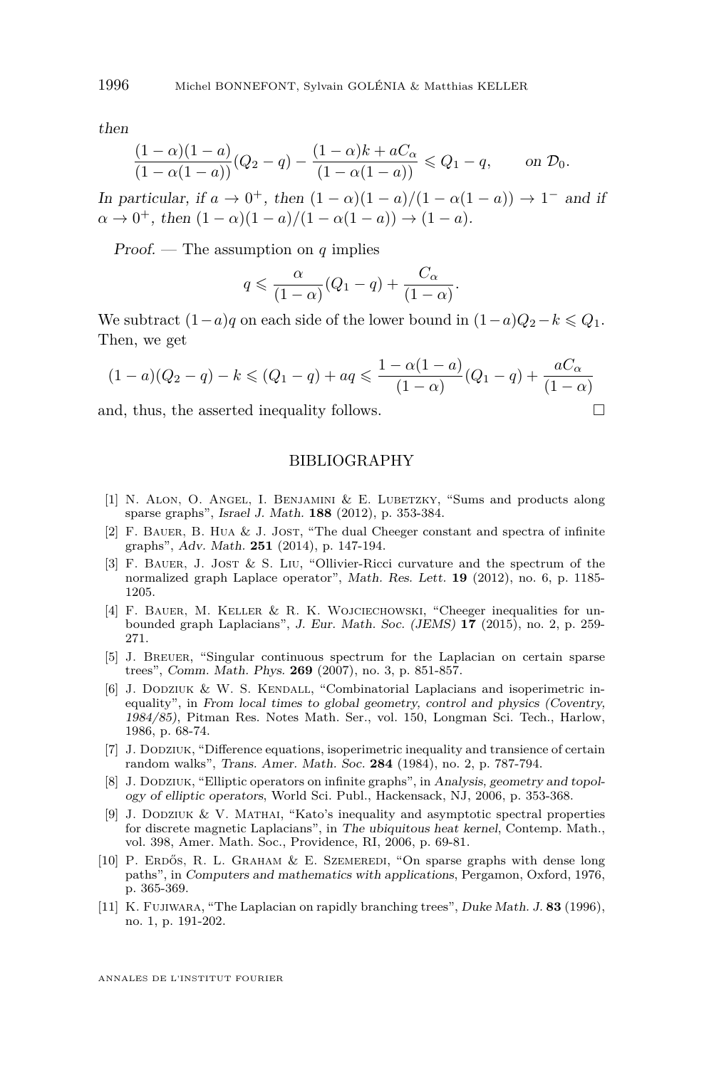*then*

$$\frac{(1-\alpha)(1-a)}{(1-\alpha(1-a))}(Q_2-q)-\frac{(1-\alpha)k+aC_\alpha}{(1-\alpha(1-a))}\leqslant Q_1-q,\qquad \text{on } \mathcal{D}_0.$$

*In particular, if* $a\to 0^+$*, then* $(1-\alpha)(1-a)/(1-\alpha(1-a))\to 1^-$ *and if* $\alpha\to 0^+$*, then* $(1-\alpha)(1-a)/(1-\alpha(1-a))\to(1-a)$.

*Proof.* — The assumption on $q$ implies

$$q\leqslant\frac{\alpha}{(1-\alpha)}(Q_1-q)+\frac{C_\alpha}{(1-\alpha)}.$$

We subtract $(1-a)q$ on each side of the lower bound in $(1-a)Q_2-k\leqslant Q_1$. Then, we get

$$(1-a)(Q_2-q)-k\leqslant(Q_1-q)+aq\leqslant\frac{1-\alpha(1-a)}{(1-\alpha)}(Q_1-q)+\frac{aC_\alpha}{(1-\alpha)}$$

and, thus, the asserted inequality follows. □

## BIBLIOGRAPHY

[1] N. Alon, O. Angel, I. Benjamini & E. Lubetzky, "Sums and products along sparse graphs", *Israel J. Math.* **188** (2012), p. 353-384.

[2] F. Bauer, B. Hua & J. Jost, "The dual Cheeger constant and spectra of infinite graphs", *Adv. Math.* **251** (2014), p. 147-194.

[3] F. Bauer, J. Jost & S. Liu, "Ollivier-Ricci curvature and the spectrum of the normalized graph Laplace operator", *Math. Res. Lett.* **19** (2012), no. 6, p. 1185-1205.

[4] F. Bauer, M. Keller & R. K. Wojciechowski, "Cheeger inequalities for unbounded graph Laplacians", *J. Eur. Math. Soc. (JEMS)* **17** (2015), no. 2, p. 259-271.

[5] J. Breuer, "Singular continuous spectrum for the Laplacian on certain sparse trees", *Comm. Math. Phys.* **269** (2007), no. 3, p. 851-857.

[6] J. Dodziuk & W. S. Kendall, "Combinatorial Laplacians and isoperimetric inequality", in *From local times to global geometry, control and physics (Coventry, 1984/85)*, Pitman Res. Notes Math. Ser., vol. 150, Longman Sci. Tech., Harlow, 1986, p. 68-74.

[7] J. Dodziuk, "Difference equations, isoperimetric inequality and transience of certain random walks", *Trans. Amer. Math. Soc.* **284** (1984), no. 2, p. 787-794.

[8] J. Dodziuk, "Elliptic operators on infinite graphs", in *Analysis, geometry and topology of elliptic operators*, World Sci. Publ., Hackensack, NJ, 2006, p. 353-368.

[9] J. Dodziuk & V. Mathai, "Kato's inequality and asymptotic spectral properties for discrete magnetic Laplacians", in *The ubiquitous heat kernel*, Contemp. Math., vol. 398, Amer. Math. Soc., Providence, RI, 2006, p. 69-81.

[10] P. Erdős, R. L. Graham & E. Szemeredi, "On sparse graphs with dense long paths", in *Computers and mathematics with applications*, Pergamon, Oxford, 1976, p. 365-369.

[11] K. Fujiwara, "The Laplacian on rapidly branching trees", *Duke Math. J.* **83** (1996), no. 1, p. 191-202.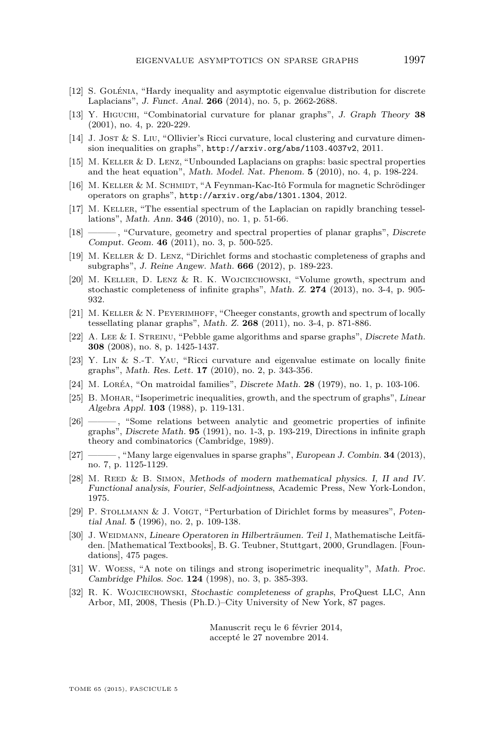[12] S. Golénia, "Hardy inequality and asymptotic eigenvalue distribution for discrete Laplacians", *J. Funct. Anal.* **266** (2014), no. 5, p. 2662-2688.

[13] Y. Higuchi, "Combinatorial curvature for planar graphs", *J. Graph Theory* **38** (2001), no. 4, p. 220-229.

[14] J. Jost & S. Liu, "Ollivier's Ricci curvature, local clustering and curvature dimension inequalities on graphs", `http://arxiv.org/abs/1103.4037v2`, 2011.

[15] M. Keller & D. Lenz, "Unbounded Laplacians on graphs: basic spectral properties and the heat equation", *Math. Model. Nat. Phenom.* **5** (2010), no. 4, p. 198-224.

[16] M. Keller & M. Schmidt, "A Feynman-Kac-Itô Formula for magnetic Schrödinger operators on graphs", `http://arxiv.org/abs/1301.1304`, 2012.

[17] M. Keller, "The essential spectrum of the Laplacian on rapidly branching tessellations", *Math. Ann.* **346** (2010), no. 1, p. 51-66.

[18] ———, "Curvature, geometry and spectral properties of planar graphs", *Discrete Comput. Geom.* **46** (2011), no. 3, p. 500-525.

[19] M. Keller & D. Lenz, "Dirichlet forms and stochastic completeness of graphs and subgraphs", *J. Reine Angew. Math.* **666** (2012), p. 189-223.

[20] M. Keller, D. Lenz & R. K. Wojciechowski, "Volume growth, spectrum and stochastic completeness of infinite graphs", *Math. Z.* **274** (2013), no. 3-4, p. 905-932.

[21] M. Keller & N. Peyerimhoff, "Cheeger constants, growth and spectrum of locally tessellating planar graphs", *Math. Z.* **268** (2011), no. 3-4, p. 871-886.

[22] A. Lee & I. Streinu, "Pebble game algorithms and sparse graphs", *Discrete Math.* **308** (2008), no. 8, p. 1425-1437.

[23] Y. Lin & S.-T. Yau, "Ricci curvature and eigenvalue estimate on locally finite graphs", *Math. Res. Lett.* **17** (2010), no. 2, p. 343-356.

[24] M. Loréa, "On matroidal families", *Discrete Math.* **28** (1979), no. 1, p. 103-106.

[25] B. Mohar, "Isoperimetric inequalities, growth, and the spectrum of graphs", *Linear Algebra Appl.* **103** (1988), p. 119-131.

[26] ———, "Some relations between analytic and geometric properties of infinite graphs", *Discrete Math.* **95** (1991), no. 1-3, p. 193-219, Directions in infinite graph theory and combinatorics (Cambridge, 1989).

[27] ———, "Many large eigenvalues in sparse graphs", *European J. Combin.* **34** (2013), no. 7, p. 1125-1129.

[28] M. Reed & B. Simon, *Methods of modern mathematical physics. I, II and IV. Functional analysis, Fourier, Self-adjointness*, Academic Press, New York-London, 1975.

[29] P. Stollmann & J. Voigt, "Perturbation of Dirichlet forms by measures", *Potential Anal.* **5** (1996), no. 2, p. 109-138.

[30] J. Weidmann, *Lineare Operatoren in Hilberträumen. Teil 1*, Mathematische Leitfäden. [Mathematical Textbooks], B. G. Teubner, Stuttgart, 2000, Grundlagen. [Foundations], 475 pages.

[31] W. Woess, "A note on tilings and strong isoperimetric inequality", *Math. Proc. Cambridge Philos. Soc.* **124** (1998), no. 3, p. 385-393.

[32] R. K. Wojciechowski, *Stochastic completeness of graphs*, ProQuest LLC, Ann Arbor, MI, 2008, Thesis (Ph.D.)–City University of New York, 87 pages.

Manuscrit reçu le 6 février 2014,
accepté le 27 novembre 2014.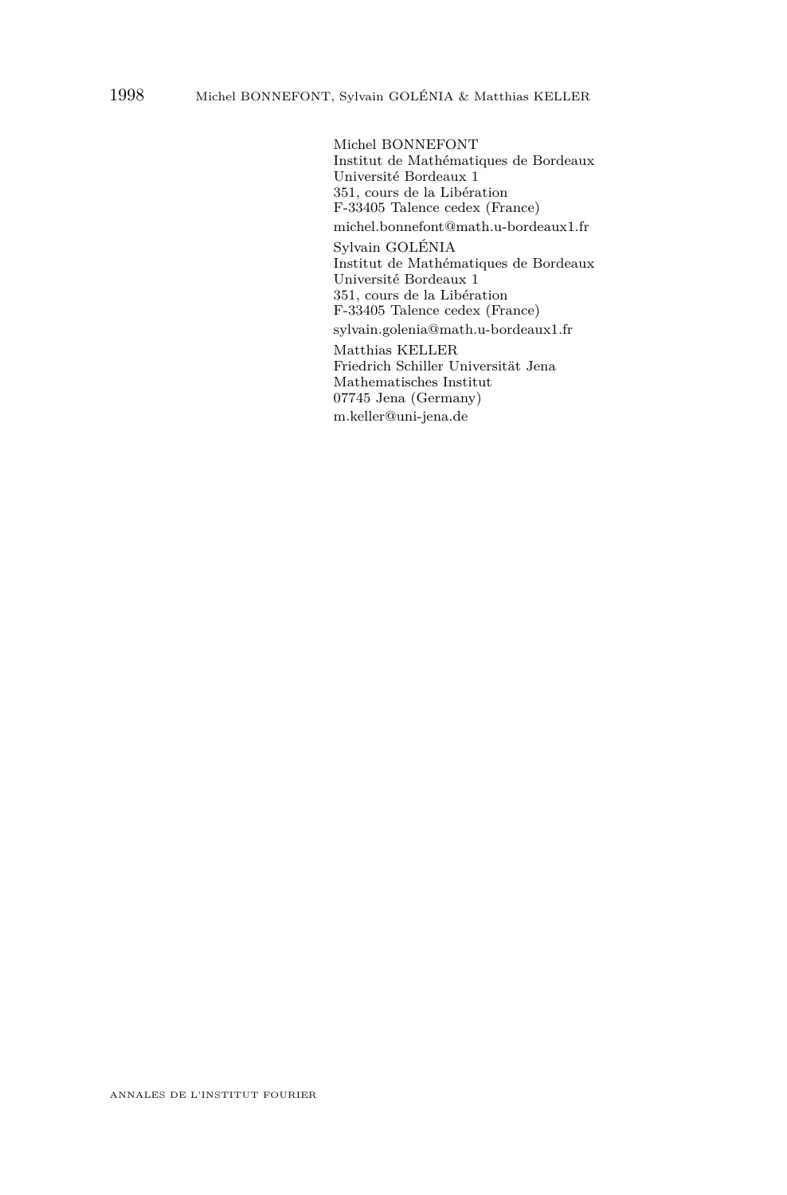Michel BONNEFONT
Institut de Mathématiques de Bordeaux
Université Bordeaux 1
351, cours de la Libération
F-33405 Talence cedex (France)
michel.bonnefont@math.u-bordeaux1.fr

Sylvain GOLÉNIA
Institut de Mathématiques de Bordeaux
Université Bordeaux 1
351, cours de la Libération
F-33405 Talence cedex (France)
sylvain.golenia@math.u-bordeaux1.fr

Matthias KELLER
Friedrich Schiller Universität Jena
Mathematisches Institut
07745 Jena (Germany)
m.keller@uni-jena.de